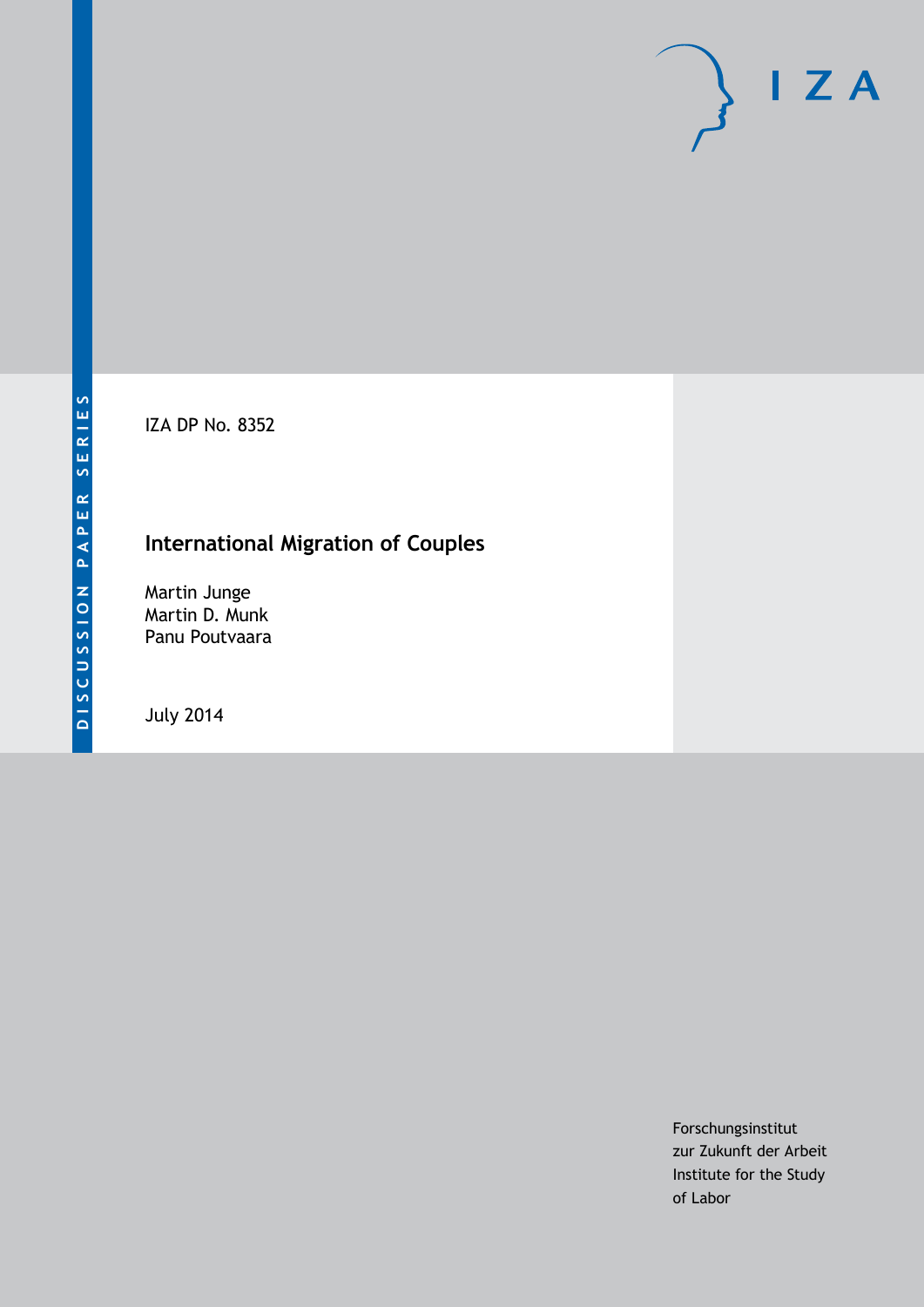DISCUSSION PAPER SERIES

IZA DP No. 8352

# International Migration of Couples

Martin Junge
Martin D. Munk
Panu Poutvaara

July 2014

Forschungsinstitut
zur Zukunft der Arbeit
Institute for the Study
of Labor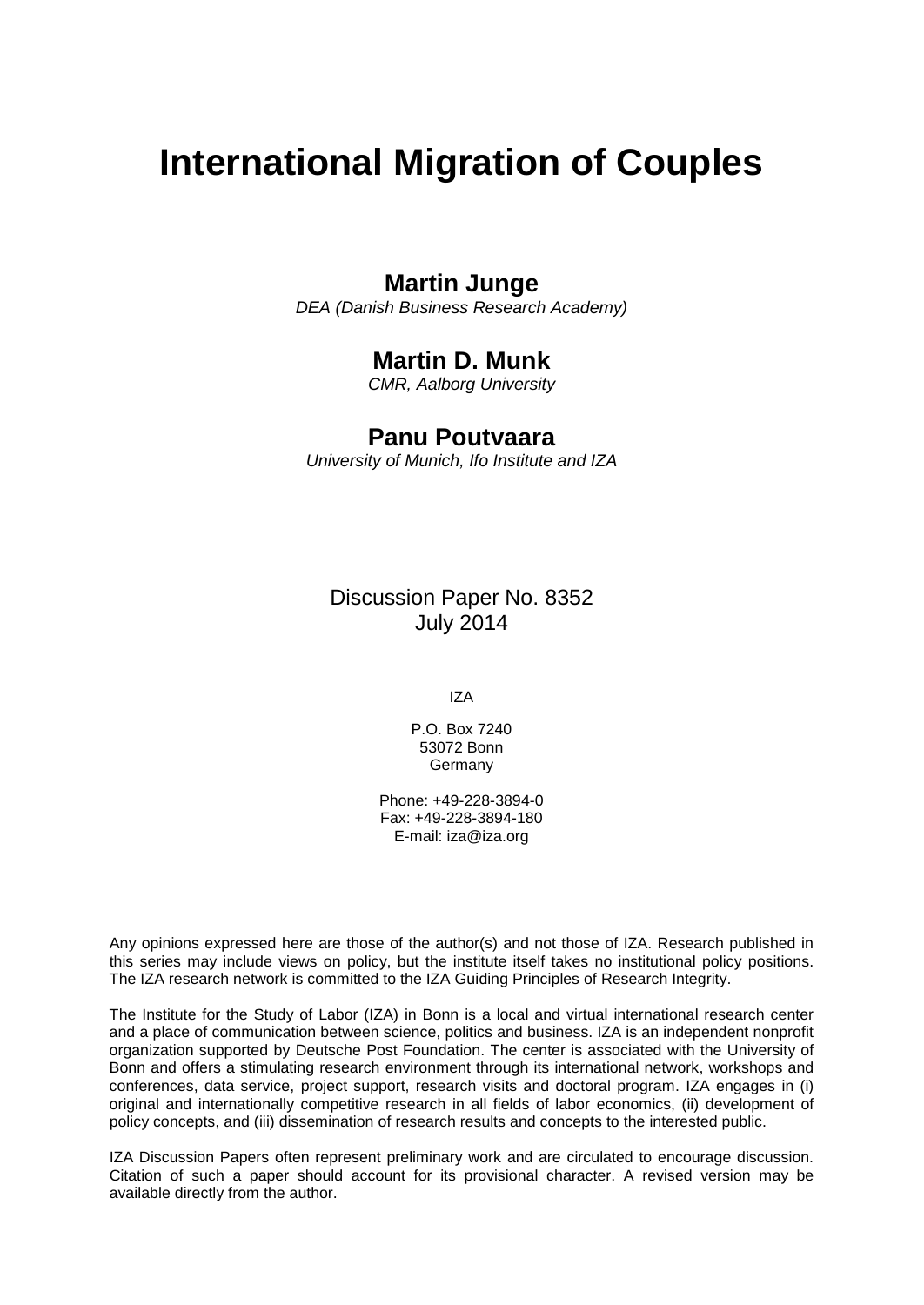# International Migration of Couples

**Martin Junge**
*DEA (Danish Business Research Academy)*

**Martin D. Munk**
*CMR, Aalborg University*

**Panu Poutvaara**
*University of Munich, Ifo Institute and IZA*

Discussion Paper No. 8352
July 2014

IZA

P.O. Box 7240
53072 Bonn
Germany

Phone: +49-228-3894-0
Fax: +49-228-3894-180
E-mail: iza@iza.org

Any opinions expressed here are those of the author(s) and not those of IZA. Research published in this series may include views on policy, but the institute itself takes no institutional policy positions. The IZA research network is committed to the IZA Guiding Principles of Research Integrity.

The Institute for the Study of Labor (IZA) in Bonn is a local and virtual international research center and a place of communication between science, politics and business. IZA is an independent nonprofit organization supported by Deutsche Post Foundation. The center is associated with the University of Bonn and offers a stimulating research environment through its international network, workshops and conferences, data service, project support, research visits and doctoral program. IZA engages in (i) original and internationally competitive research in all fields of labor economics, (ii) development of policy concepts, and (iii) dissemination of research results and concepts to the interested public.

IZA Discussion Papers often represent preliminary work and are circulated to encourage discussion. Citation of such a paper should account for its provisional character. A revised version may be available directly from the author.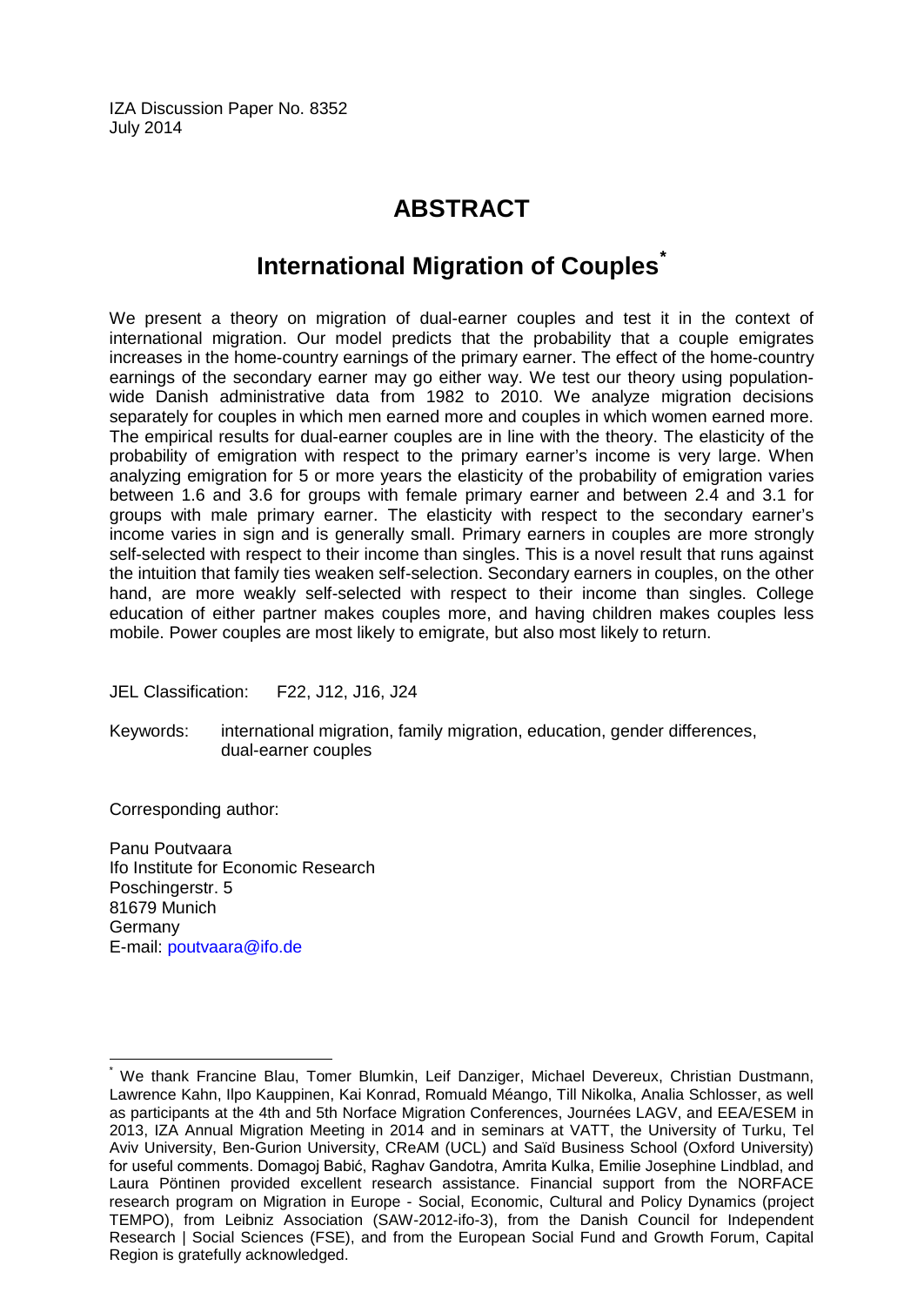IZA Discussion Paper No. 8352
July 2014

# ABSTRACT

## International Migration of Couples[*]

We present a theory on migration of dual-earner couples and test it in the context of international migration. Our model predicts that the probability that a couple emigrates increases in the home-country earnings of the primary earner. The effect of the home-country earnings of the secondary earner may go either way. We test our theory using population-wide Danish administrative data from 1982 to 2010. We analyze migration decisions separately for couples in which men earned more and couples in which women earned more. The empirical results for dual-earner couples are in line with the theory. The elasticity of the probability of emigration with respect to the primary earner's income is very large. When analyzing emigration for 5 or more years the elasticity of the probability of emigration varies between 1.6 and 3.6 for groups with female primary earner and between 2.4 and 3.1 for groups with male primary earner. The elasticity with respect to the secondary earner's income varies in sign and is generally small. Primary earners in couples are more strongly self-selected with respect to their income than singles. This is a novel result that runs against the intuition that family ties weaken self-selection. Secondary earners in couples, on the other hand, are more weakly self-selected with respect to their income than singles. College education of either partner makes couples more, and having children makes couples less mobile. Power couples are most likely to emigrate, but also most likely to return.

JEL Classification: F22, J12, J16, J24

Keywords: international migration, family migration, education, gender differences, dual-earner couples

Corresponding author:

Panu Poutvaara
Ifo Institute for Economic Research
Poschingerstr. 5
81679 Munich
Germany
E-mail: poutvaara@ifo.de

[*] We thank Francine Blau, Tomer Blumkin, Leif Danziger, Michael Devereux, Christian Dustmann, Lawrence Kahn, Ilpo Kauppinen, Kai Konrad, Romuald Méango, Till Nikolka, Analia Schlosser, as well as participants at the 4th and 5th Norface Migration Conferences, Journées LAGV, and EEA/ESEM in 2013, IZA Annual Migration Meeting in 2014 and in seminars at VATT, the University of Turku, Tel Aviv University, Ben-Gurion University, CReAM (UCL) and Saïd Business School (Oxford University) for useful comments. Domagoj Babić, Raghav Gandotra, Amrita Kulka, Emilie Josephine Lindblad, and Laura Pöntinen provided excellent research assistance. Financial support from the NORFACE research program on Migration in Europe - Social, Economic, Cultural and Policy Dynamics (project TEMPO), from Leibniz Association (SAW-2012-ifo-3), from the Danish Council for Independent Research | Social Sciences (FSE), and from the European Social Fund and Growth Forum, Capital Region is gratefully acknowledged.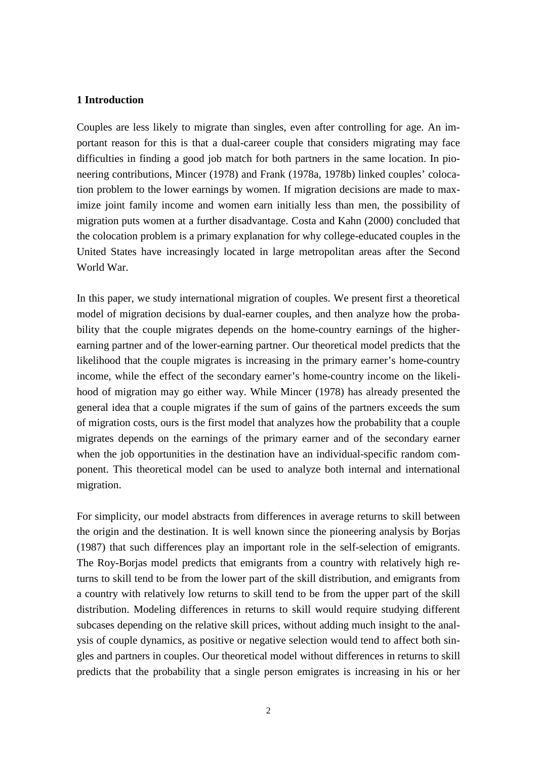## 1 Introduction

Couples are less likely to migrate than singles, even after controlling for age. An important reason for this is that a dual-career couple that considers migrating may face difficulties in finding a good job match for both partners in the same location. In pioneering contributions, Mincer (1978) and Frank (1978a, 1978b) linked couples' colocation problem to the lower earnings by women. If migration decisions are made to maximize joint family income and women earn initially less than men, the possibility of migration puts women at a further disadvantage. Costa and Kahn (2000) concluded that the colocation problem is a primary explanation for why college-educated couples in the United States have increasingly located in large metropolitan areas after the Second World War.

In this paper, we study international migration of couples. We present first a theoretical model of migration decisions by dual-earner couples, and then analyze how the probability that the couple migrates depends on the home-country earnings of the higher-earning partner and of the lower-earning partner. Our theoretical model predicts that the likelihood that the couple migrates is increasing in the primary earner's home-country income, while the effect of the secondary earner's home-country income on the likelihood of migration may go either way. While Mincer (1978) has already presented the general idea that a couple migrates if the sum of gains of the partners exceeds the sum of migration costs, ours is the first model that analyzes how the probability that a couple migrates depends on the earnings of the primary earner and of the secondary earner when the job opportunities in the destination have an individual-specific random component. This theoretical model can be used to analyze both internal and international migration.

For simplicity, our model abstracts from differences in average returns to skill between the origin and the destination. It is well known since the pioneering analysis by Borjas (1987) that such differences play an important role in the self-selection of emigrants. The Roy-Borjas model predicts that emigrants from a country with relatively high returns to skill tend to be from the lower part of the skill distribution, and emigrants from a country with relatively low returns to skill tend to be from the upper part of the skill distribution. Modeling differences in returns to skill would require studying different subcases depending on the relative skill prices, without adding much insight to the analysis of couple dynamics, as positive or negative selection would tend to affect both singles and partners in couples. Our theoretical model without differences in returns to skill predicts that the probability that a single person emigrates is increasing in his or her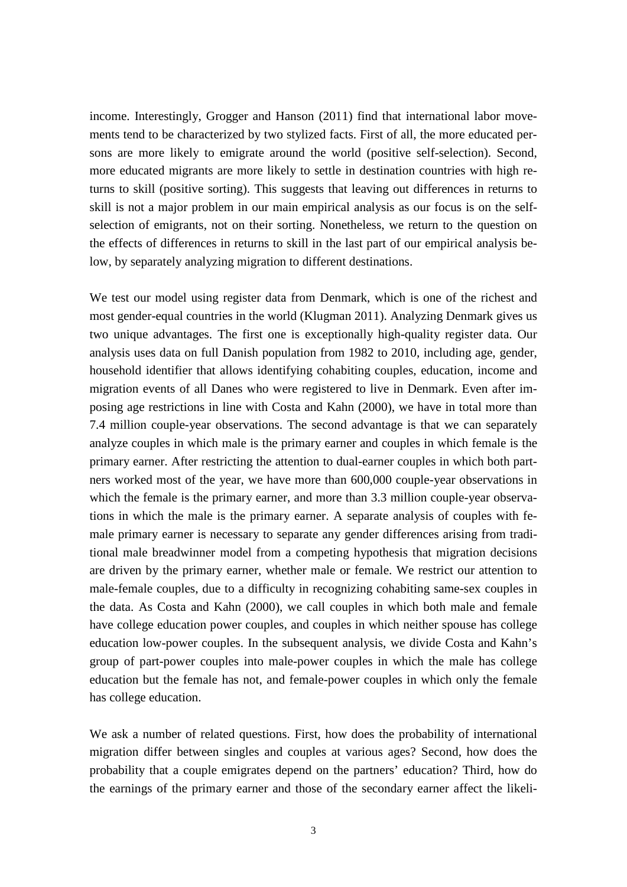income. Interestingly, Grogger and Hanson (2011) find that international labor movements tend to be characterized by two stylized facts. First of all, the more educated persons are more likely to emigrate around the world (positive self-selection). Second, more educated migrants are more likely to settle in destination countries with high returns to skill (positive sorting). This suggests that leaving out differences in returns to skill is not a major problem in our main empirical analysis as our focus is on the self-selection of emigrants, not on their sorting. Nonetheless, we return to the question on the effects of differences in returns to skill in the last part of our empirical analysis below, by separately analyzing migration to different destinations.

We test our model using register data from Denmark, which is one of the richest and most gender-equal countries in the world (Klugman 2011). Analyzing Denmark gives us two unique advantages. The first one is exceptionally high-quality register data. Our analysis uses data on full Danish population from 1982 to 2010, including age, gender, household identifier that allows identifying cohabiting couples, education, income and migration events of all Danes who were registered to live in Denmark. Even after imposing age restrictions in line with Costa and Kahn (2000), we have in total more than 7.4 million couple-year observations. The second advantage is that we can separately analyze couples in which male is the primary earner and couples in which female is the primary earner. After restricting the attention to dual-earner couples in which both partners worked most of the year, we have more than 600,000 couple-year observations in which the female is the primary earner, and more than 3.3 million couple-year observations in which the male is the primary earner. A separate analysis of couples with female primary earner is necessary to separate any gender differences arising from traditional male breadwinner model from a competing hypothesis that migration decisions are driven by the primary earner, whether male or female. We restrict our attention to male-female couples, due to a difficulty in recognizing cohabiting same-sex couples in the data. As Costa and Kahn (2000), we call couples in which both male and female have college education power couples, and couples in which neither spouse has college education low-power couples. In the subsequent analysis, we divide Costa and Kahn's group of part-power couples into male-power couples in which the male has college education but the female has not, and female-power couples in which only the female has college education.

We ask a number of related questions. First, how does the probability of international migration differ between singles and couples at various ages? Second, how does the probability that a couple emigrates depend on the partners' education? Third, how do the earnings of the primary earner and those of the secondary earner affect the likeli-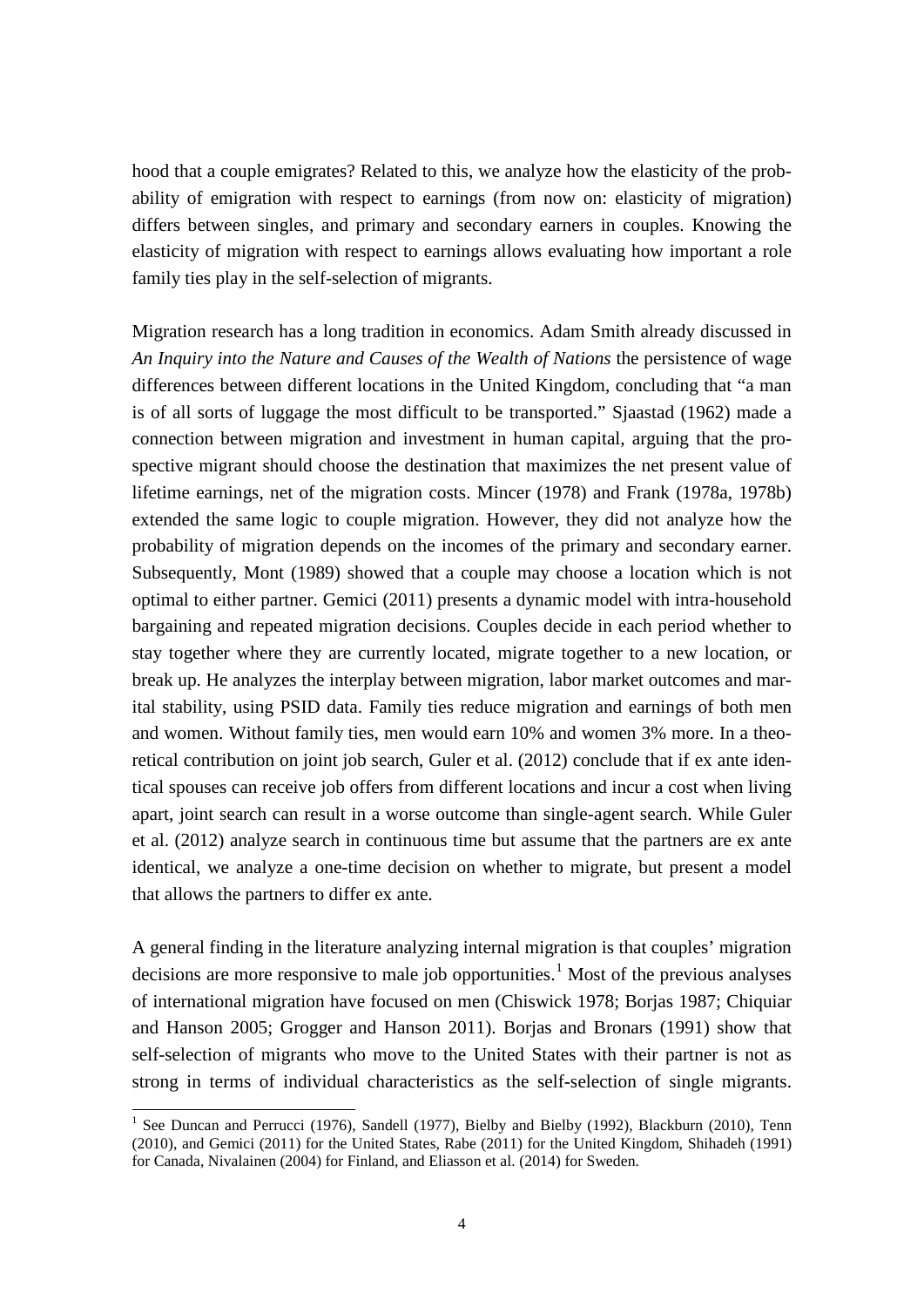hood that a couple emigrates? Related to this, we analyze how the elasticity of the probability of emigration with respect to earnings (from now on: elasticity of migration) differs between singles, and primary and secondary earners in couples. Knowing the elasticity of migration with respect to earnings allows evaluating how important a role family ties play in the self-selection of migrants.

Migration research has a long tradition in economics. Adam Smith already discussed in *An Inquiry into the Nature and Causes of the Wealth of Nations* the persistence of wage differences between different locations in the United Kingdom, concluding that "a man is of all sorts of luggage the most difficult to be transported." Sjaastad (1962) made a connection between migration and investment in human capital, arguing that the prospective migrant should choose the destination that maximizes the net present value of lifetime earnings, net of the migration costs. Mincer (1978) and Frank (1978a, 1978b) extended the same logic to couple migration. However, they did not analyze how the probability of migration depends on the incomes of the primary and secondary earner. Subsequently, Mont (1989) showed that a couple may choose a location which is not optimal to either partner. Gemici (2011) presents a dynamic model with intra-household bargaining and repeated migration decisions. Couples decide in each period whether to stay together where they are currently located, migrate together to a new location, or break up. He analyzes the interplay between migration, labor market outcomes and marital stability, using PSID data. Family ties reduce migration and earnings of both men and women. Without family ties, men would earn 10% and women 3% more. In a theoretical contribution on joint job search, Guler et al. (2012) conclude that if ex ante identical spouses can receive job offers from different locations and incur a cost when living apart, joint search can result in a worse outcome than single-agent search. While Guler et al. (2012) analyze search in continuous time but assume that the partners are ex ante identical, we analyze a one-time decision on whether to migrate, but present a model that allows the partners to differ ex ante.

A general finding in the literature analyzing internal migration is that couples' migration decisions are more responsive to male job opportunities.[1] Most of the previous analyses of international migration have focused on men (Chiswick 1978; Borjas 1987; Chiquiar and Hanson 2005; Grogger and Hanson 2011). Borjas and Bronars (1991) show that self-selection of migrants who move to the United States with their partner is not as strong in terms of individual characteristics as the self-selection of single migrants.

[1] See Duncan and Perrucci (1976), Sandell (1977), Bielby and Bielby (1992), Blackburn (2010), Tenn (2010), and Gemici (2011) for the United States, Rabe (2011) for the United Kingdom, Shihadeh (1991) for Canada, Nivalainen (2004) for Finland, and Eliasson et al. (2014) for Sweden.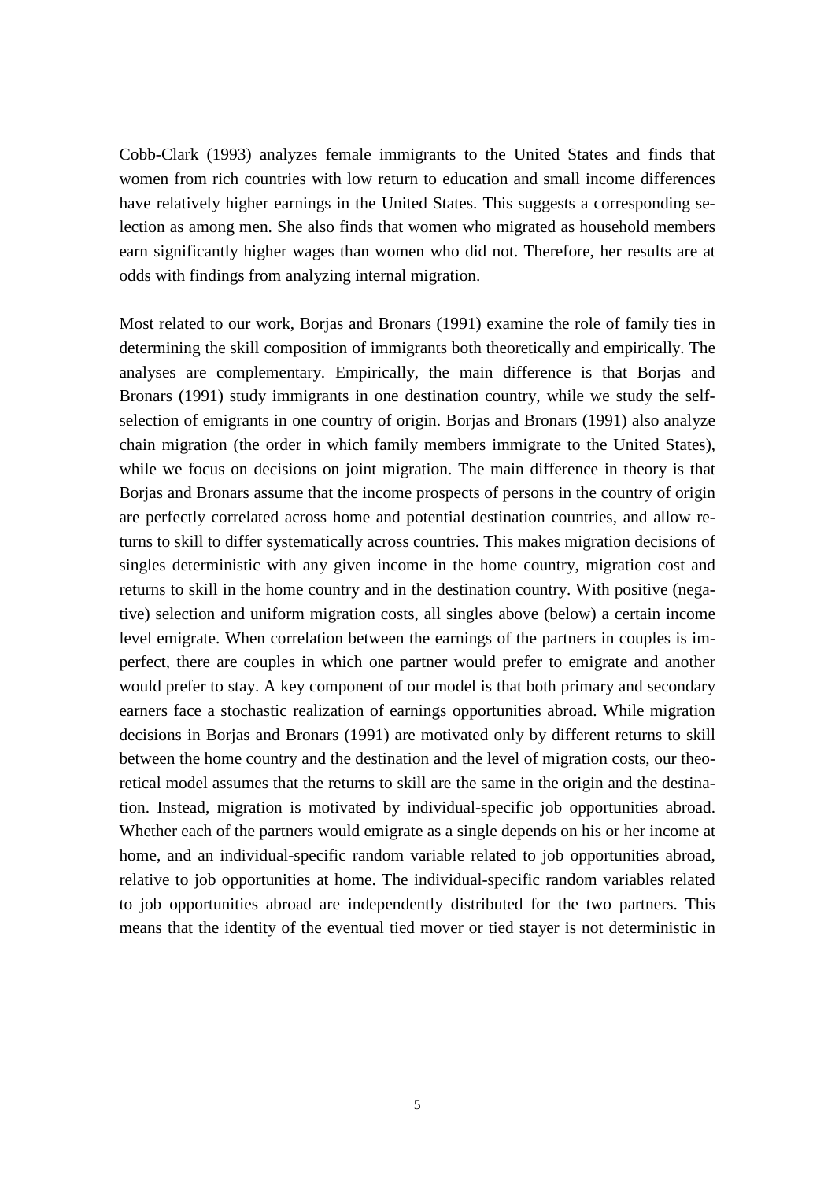Cobb-Clark (1993) analyzes female immigrants to the United States and finds that women from rich countries with low return to education and small income differences have relatively higher earnings in the United States. This suggests a corresponding selection as among men. She also finds that women who migrated as household members earn significantly higher wages than women who did not. Therefore, her results are at odds with findings from analyzing internal migration.

Most related to our work, Borjas and Bronars (1991) examine the role of family ties in determining the skill composition of immigrants both theoretically and empirically. The analyses are complementary. Empirically, the main difference is that Borjas and Bronars (1991) study immigrants in one destination country, while we study the self-selection of emigrants in one country of origin. Borjas and Bronars (1991) also analyze chain migration (the order in which family members immigrate to the United States), while we focus on decisions on joint migration. The main difference in theory is that Borjas and Bronars assume that the income prospects of persons in the country of origin are perfectly correlated across home and potential destination countries, and allow returns to skill to differ systematically across countries. This makes migration decisions of singles deterministic with any given income in the home country, migration cost and returns to skill in the home country and in the destination country. With positive (negative) selection and uniform migration costs, all singles above (below) a certain income level emigrate. When correlation between the earnings of the partners in couples is imperfect, there are couples in which one partner would prefer to emigrate and another would prefer to stay. A key component of our model is that both primary and secondary earners face a stochastic realization of earnings opportunities abroad. While migration decisions in Borjas and Bronars (1991) are motivated only by different returns to skill between the home country and the destination and the level of migration costs, our theoretical model assumes that the returns to skill are the same in the origin and the destination. Instead, migration is motivated by individual-specific job opportunities abroad. Whether each of the partners would emigrate as a single depends on his or her income at home, and an individual-specific random variable related to job opportunities abroad, relative to job opportunities at home. The individual-specific random variables related to job opportunities abroad are independently distributed for the two partners. This means that the identity of the eventual tied mover or tied stayer is not deterministic in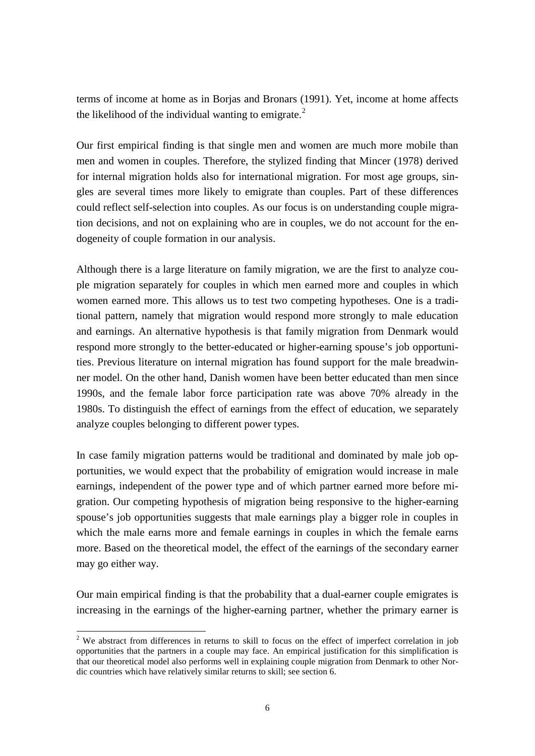terms of income at home as in Borjas and Bronars (1991). Yet, income at home affects the likelihood of the individual wanting to emigrate.[2]

Our first empirical finding is that single men and women are much more mobile than men and women in couples. Therefore, the stylized finding that Mincer (1978) derived for internal migration holds also for international migration. For most age groups, singles are several times more likely to emigrate than couples. Part of these differences could reflect self-selection into couples. As our focus is on understanding couple migration decisions, and not on explaining who are in couples, we do not account for the endogeneity of couple formation in our analysis.

Although there is a large literature on family migration, we are the first to analyze couple migration separately for couples in which men earned more and couples in which women earned more. This allows us to test two competing hypotheses. One is a traditional pattern, namely that migration would respond more strongly to male education and earnings. An alternative hypothesis is that family migration from Denmark would respond more strongly to the better-educated or higher-earning spouse's job opportunities. Previous literature on internal migration has found support for the male breadwinner model. On the other hand, Danish women have been better educated than men since 1990s, and the female labor force participation rate was above 70% already in the 1980s. To distinguish the effect of earnings from the effect of education, we separately analyze couples belonging to different power types.

In case family migration patterns would be traditional and dominated by male job opportunities, we would expect that the probability of emigration would increase in male earnings, independent of the power type and of which partner earned more before migration. Our competing hypothesis of migration being responsive to the higher-earning spouse's job opportunities suggests that male earnings play a bigger role in couples in which the male earns more and female earnings in couples in which the female earns more. Based on the theoretical model, the effect of the earnings of the secondary earner may go either way.

Our main empirical finding is that the probability that a dual-earner couple emigrates is increasing in the earnings of the higher-earning partner, whether the primary earner is

[2] We abstract from differences in returns to skill to focus on the effect of imperfect correlation in job opportunities that the partners in a couple may face. An empirical justification for this simplification is that our theoretical model also performs well in explaining couple migration from Denmark to other Nordic countries which have relatively similar returns to skill; see section 6.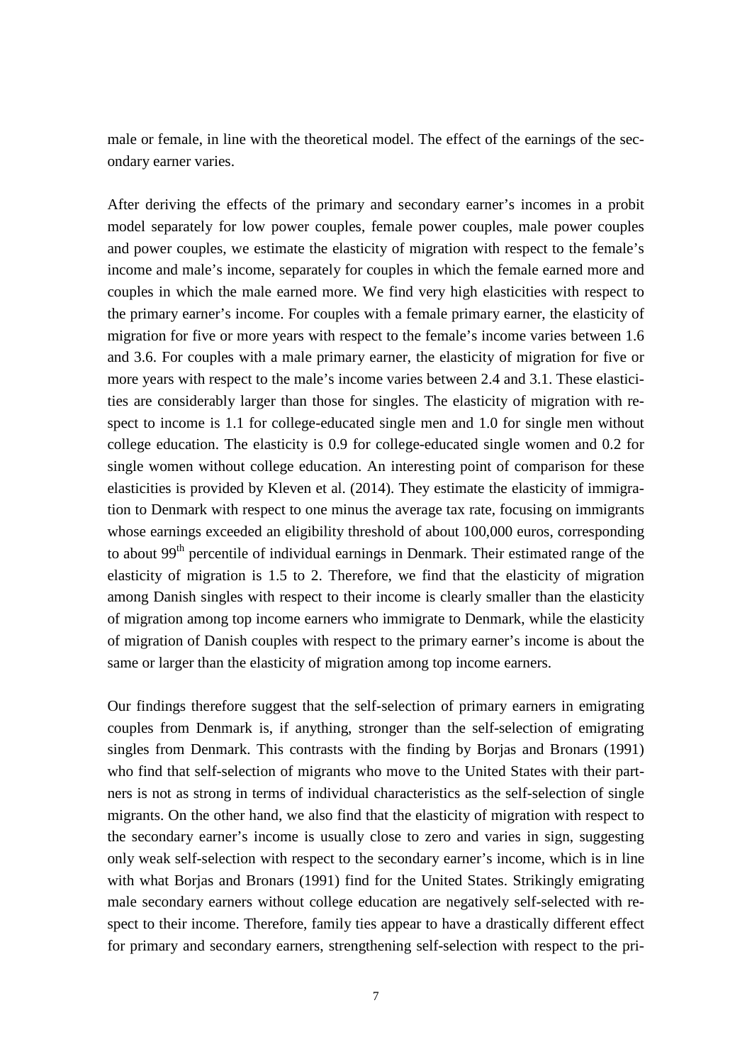male or female, in line with the theoretical model. The effect of the earnings of the secondary earner varies.

After deriving the effects of the primary and secondary earner's incomes in a probit model separately for low power couples, female power couples, male power couples and power couples, we estimate the elasticity of migration with respect to the female's income and male's income, separately for couples in which the female earned more and couples in which the male earned more. We find very high elasticities with respect to the primary earner's income. For couples with a female primary earner, the elasticity of migration for five or more years with respect to the female's income varies between 1.6 and 3.6. For couples with a male primary earner, the elasticity of migration for five or more years with respect to the male's income varies between 2.4 and 3.1. These elasticities are considerably larger than those for singles. The elasticity of migration with respect to income is 1.1 for college-educated single men and 1.0 for single men without college education. The elasticity is 0.9 for college-educated single women and 0.2 for single women without college education. An interesting point of comparison for these elasticities is provided by Kleven et al. (2014). They estimate the elasticity of immigration to Denmark with respect to one minus the average tax rate, focusing on immigrants whose earnings exceeded an eligibility threshold of about 100,000 euros, corresponding to about 99th percentile of individual earnings in Denmark. Their estimated range of the elasticity of migration is 1.5 to 2. Therefore, we find that the elasticity of migration among Danish singles with respect to their income is clearly smaller than the elasticity of migration among top income earners who immigrate to Denmark, while the elasticity of migration of Danish couples with respect to the primary earner's income is about the same or larger than the elasticity of migration among top income earners.

Our findings therefore suggest that the self-selection of primary earners in emigrating couples from Denmark is, if anything, stronger than the self-selection of emigrating singles from Denmark. This contrasts with the finding by Borjas and Bronars (1991) who find that self-selection of migrants who move to the United States with their partners is not as strong in terms of individual characteristics as the self-selection of single migrants. On the other hand, we also find that the elasticity of migration with respect to the secondary earner's income is usually close to zero and varies in sign, suggesting only weak self-selection with respect to the secondary earner's income, which is in line with what Borjas and Bronars (1991) find for the United States. Strikingly emigrating male secondary earners without college education are negatively self-selected with respect to their income. Therefore, family ties appear to have a drastically different effect for primary and secondary earners, strengthening self-selection with respect to the pri-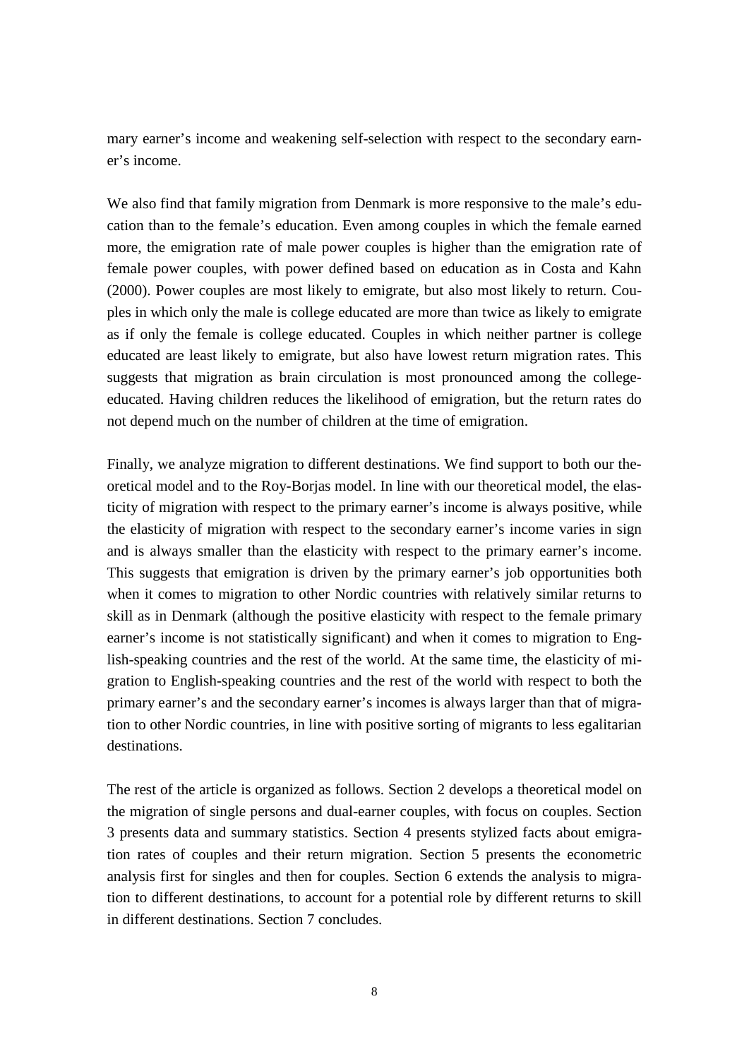mary earner's income and weakening self-selection with respect to the secondary earner's income.

We also find that family migration from Denmark is more responsive to the male's education than to the female's education. Even among couples in which the female earned more, the emigration rate of male power couples is higher than the emigration rate of female power couples, with power defined based on education as in Costa and Kahn (2000). Power couples are most likely to emigrate, but also most likely to return. Couples in which only the male is college educated are more than twice as likely to emigrate as if only the female is college educated. Couples in which neither partner is college educated are least likely to emigrate, but also have lowest return migration rates. This suggests that migration as brain circulation is most pronounced among the college-educated. Having children reduces the likelihood of emigration, but the return rates do not depend much on the number of children at the time of emigration.

Finally, we analyze migration to different destinations. We find support to both our theoretical model and to the Roy-Borjas model. In line with our theoretical model, the elasticity of migration with respect to the primary earner's income is always positive, while the elasticity of migration with respect to the secondary earner's income varies in sign and is always smaller than the elasticity with respect to the primary earner's income. This suggests that emigration is driven by the primary earner's job opportunities both when it comes to migration to other Nordic countries with relatively similar returns to skill as in Denmark (although the positive elasticity with respect to the female primary earner's income is not statistically significant) and when it comes to migration to English-speaking countries and the rest of the world. At the same time, the elasticity of migration to English-speaking countries and the rest of the world with respect to both the primary earner's and the secondary earner's incomes is always larger than that of migration to other Nordic countries, in line with positive sorting of migrants to less egalitarian destinations.

The rest of the article is organized as follows. Section 2 develops a theoretical model on the migration of single persons and dual-earner couples, with focus on couples. Section 3 presents data and summary statistics. Section 4 presents stylized facts about emigration rates of couples and their return migration. Section 5 presents the econometric analysis first for singles and then for couples. Section 6 extends the analysis to migration to different destinations, to account for a potential role by different returns to skill in different destinations. Section 7 concludes.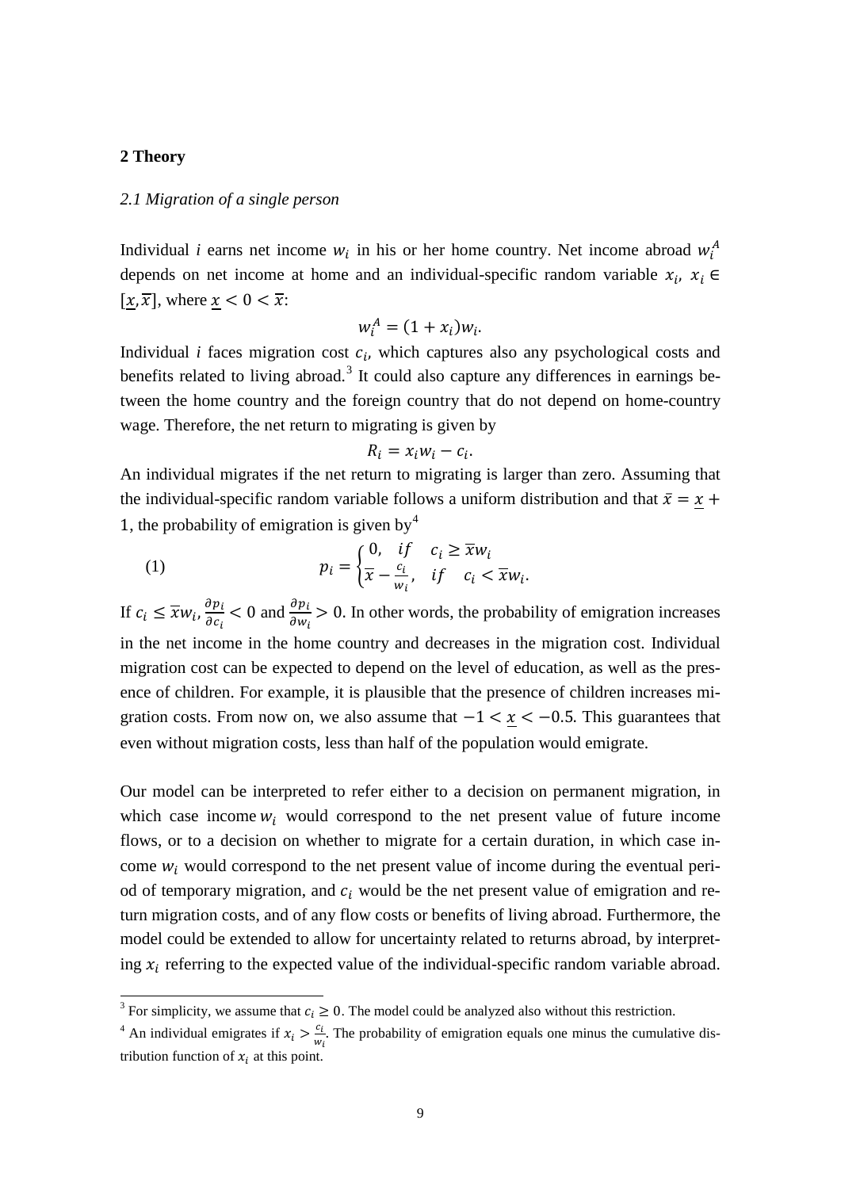## 2 Theory

### *2.1 Migration of a single person*

Individual *i* earns net income $w_i$ in his or her home country. Net income abroad $w_i^A$ depends on net income at home and an individual-specific random variable $x_i$, $x_i \in [\underline{x}, \overline{x}]$, where $\underline{x} < 0 < \overline{x}$:

$$w_i^A = (1 + x_i)w_i.$$

Individual *i* faces migration cost $c_i$, which captures also any psychological costs and benefits related to living abroad.[3] It could also capture any differences in earnings between the home country and the foreign country that do not depend on home-country wage. Therefore, the net return to migrating is given by

$$R_i = x_i w_i - c_i.$$

An individual migrates if the net return to migrating is larger than zero. Assuming that the individual-specific random variable follows a uniform distribution and that $\overline{x} = \underline{x} + 1$, the probability of emigration is given by[4]

$$(1) \qquad p_i = \begin{cases} 0, & if \quad c_i \geq \overline{x} w_i \\ \overline{x} - \frac{c_i}{w_i}, & if \quad c_i < \overline{x} w_i. \end{cases}$$

If $c_i \leq \overline{x} w_i$, $\frac{\partial p_i}{\partial c_i} < 0$ and $\frac{\partial p_i}{\partial w_i} > 0$. In other words, the probability of emigration increases in the net income in the home country and decreases in the migration cost. Individual migration cost can be expected to depend on the level of education, as well as the presence of children. For example, it is plausible that the presence of children increases migration costs. From now on, we also assume that $-1 < \underline{x} < -0.5$. This guarantees that even without migration costs, less than half of the population would emigrate.

Our model can be interpreted to refer either to a decision on permanent migration, in which case income $w_i$ would correspond to the net present value of future income flows, or to a decision on whether to migrate for a certain duration, in which case income $w_i$ would correspond to the net present value of income during the eventual period of temporary migration, and $c_i$ would be the net present value of emigration and return migration costs, and of any flow costs or benefits of living abroad. Furthermore, the model could be extended to allow for uncertainty related to returns abroad, by interpreting $x_i$ referring to the expected value of the individual-specific random variable abroad.

---

[3] For simplicity, we assume that $c_i \geq 0$. The model could be analyzed also without this restriction.

[4] An individual emigrates if $x_i > \frac{c_i}{w_i}$. The probability of emigration equals one minus the cumulative distribution function of $x_i$ at this point.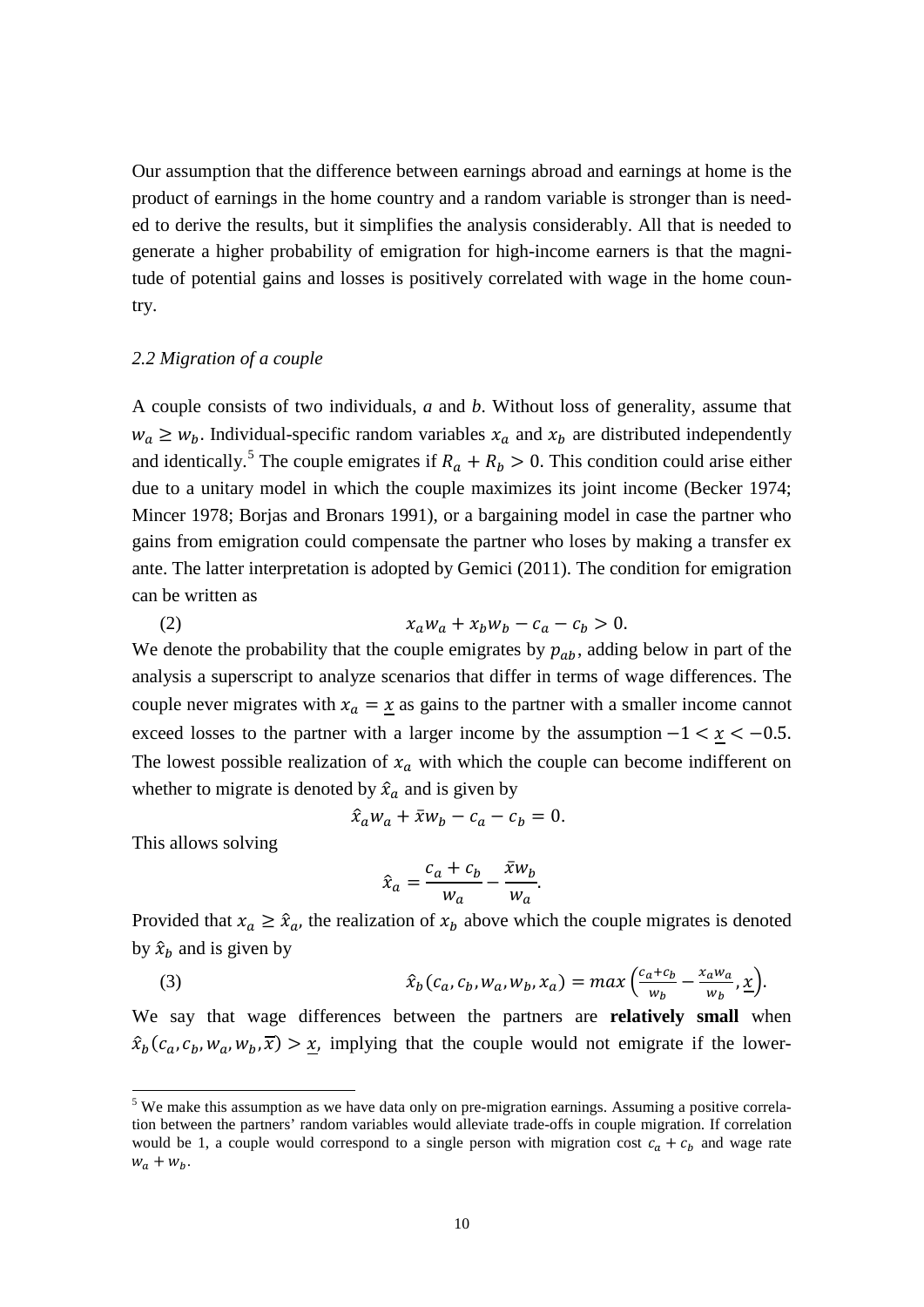Our assumption that the difference between earnings abroad and earnings at home is the product of earnings in the home country and a random variable is stronger than is needed to derive the results, but it simplifies the analysis considerably. All that is needed to generate a higher probability of emigration for high-income earners is that the magnitude of potential gains and losses is positively correlated with wage in the home country.

### *2.2 Migration of a couple*

A couple consists of two individuals, *a* and *b*. Without loss of generality, assume that $w_a \geq w_b$. Individual-specific random variables $x_a$ and $x_b$ are distributed independently and identically.[5] The couple emigrates if $R_a + R_b > 0$. This condition could arise either due to a unitary model in which the couple maximizes its joint income (Becker 1974; Mincer 1978; Borjas and Bronars 1991), or a bargaining model in case the partner who gains from emigration could compensate the partner who loses by making a transfer ex ante. The latter interpretation is adopted by Gemici (2011). The condition for emigration can be written as

$$(2) \qquad x_a w_a + x_b w_b - c_a - c_b > 0.$$

We denote the probability that the couple emigrates by $p_{ab}$, adding below in part of the analysis a superscript to analyze scenarios that differ in terms of wage differences. The couple never migrates with $x_a = \underline{x}$ as gains to the partner with a smaller income cannot exceed losses to the partner with a larger income by the assumption $-1 < \underline{x} < -0.5$. The lowest possible realization of $x_a$ with which the couple can become indifferent on whether to migrate is denoted by $\hat{x}_a$ and is given by

$$\hat{x}_a w_a + \bar{x} w_b - c_a - c_b = 0.$$

This allows solving

$$\hat{x}_a = \frac{c_a + c_b}{w_a} - \frac{\bar{x} w_b}{w_a}.$$

Provided that $x_a \geq \hat{x}_a$, the realization of $x_b$ above which the couple migrates is denoted by $\hat{x}_b$ and is given by

$$(3) \qquad \hat{x}_b(c_a, c_b, w_a, w_b, x_a) = max\left(\frac{c_a + c_b}{w_b} - \frac{x_a w_a}{w_b}, \underline{x}\right).$$

We say that wage differences between the partners are **relatively small** when $\hat{x}_b(c_a, c_b, w_a, w_b, \overline{x}) > \underline{x}$, implying that the couple would not emigrate if the lower-

[5] We make this assumption as we have data only on pre-migration earnings. Assuming a positive correlation between the partners' random variables would alleviate trade-offs in couple migration. If correlation would be 1, a couple would correspond to a single person with migration cost $c_a + c_b$ and wage rate $w_a + w_b$.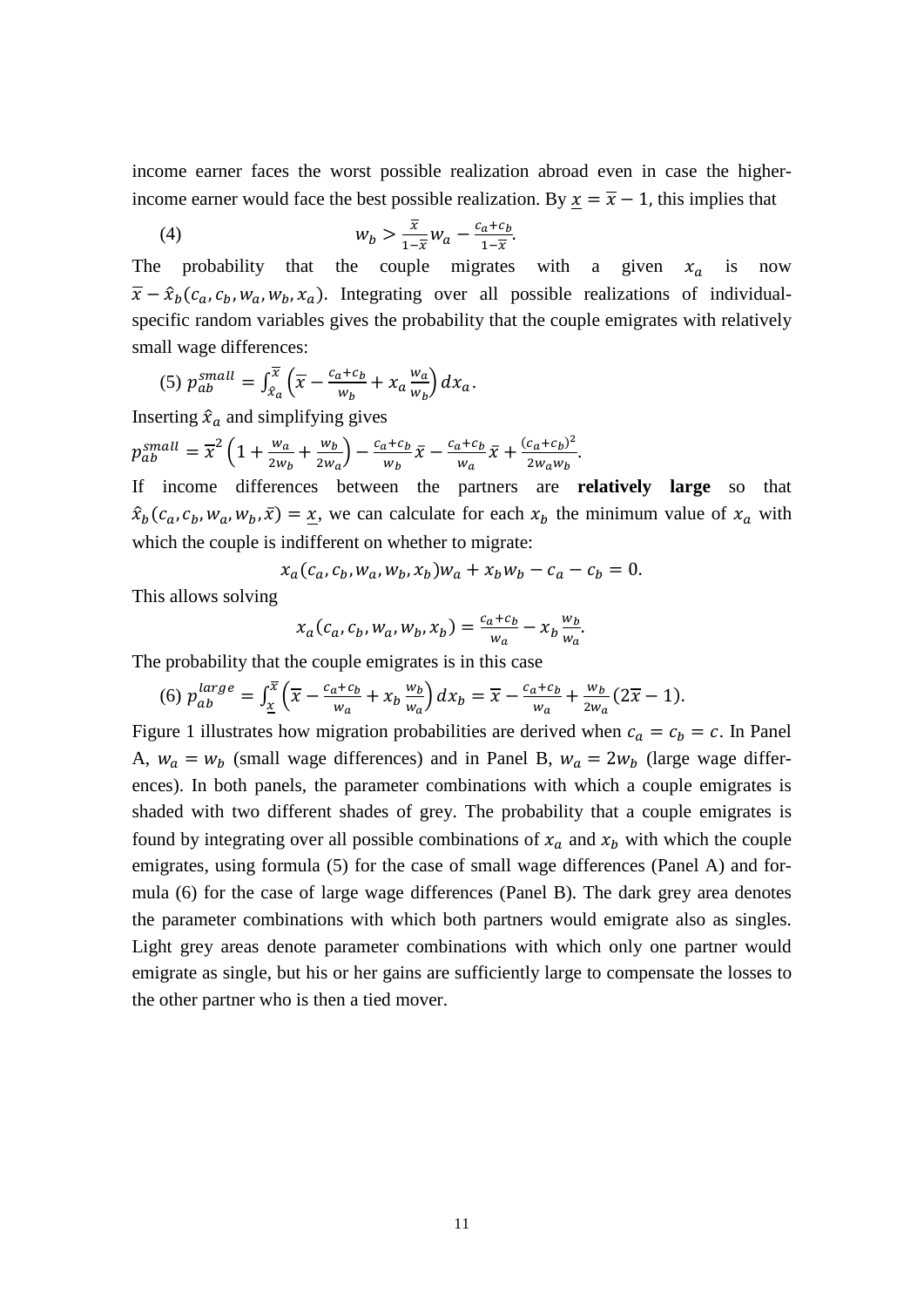income earner faces the worst possible realization abroad even in case the higher-income earner would face the best possible realization. By $\underline{x} = \overline{x} - 1$, this implies that

$$(4) \qquad w_b > \frac{\overline{x}}{1-\overline{x}} w_a - \frac{c_a + c_b}{1-\overline{x}}.$$

The probability that the couple migrates with a given $x_a$ is now $\overline{x} - \hat{x}_b(c_a, c_b, w_a, w_b, x_a)$. Integrating over all possible realizations of individual-specific random variables gives the probability that the couple emigrates with relatively small wage differences:

$$(5)\ p_{ab}^{small} = \int_{\hat{x}_a}^{\overline{x}} \left( \overline{x} - \frac{c_a + c_b}{w_b} + x_a \frac{w_a}{w_b} \right) dx_a.$$

Inserting $\hat{x}_a$ and simplifying gives

$$p_{ab}^{small} = \overline{x}^2 \left( 1 + \frac{w_a}{2w_b} + \frac{w_b}{2w_a} \right) - \frac{c_a + c_b}{w_b} \overline{x} - \frac{c_a + c_b}{w_a} \overline{x} + \frac{(c_a + c_b)^2}{2 w_a w_b}.$$

If income differences between the partners are **relatively large** so that $\hat{x}_b(c_a, c_b, w_a, w_b, \overline{x}) = \underline{x}$, we can calculate for each $x_b$ the minimum value of $x_a$ with which the couple is indifferent on whether to migrate:

$$x_a(c_a, c_b, w_a, w_b, x_b) w_a + x_b w_b - c_a - c_b = 0.$$

This allows solving

$$x_a(c_a, c_b, w_a, w_b, x_b) = \frac{c_a + c_b}{w_a} - x_b \frac{w_b}{w_a}.$$

The probability that the couple emigrates is in this case

$$(6)\ p_{ab}^{large} = \int_{\underline{x}}^{\overline{x}} \left( \overline{x} - \frac{c_a + c_b}{w_a} + x_b \frac{w_b}{w_a} \right) dx_b = \overline{x} - \frac{c_a + c_b}{w_a} + \frac{w_b}{2w_a}(2\overline{x} - 1).$$

Figure 1 illustrates how migration probabilities are derived when $c_a = c_b = c$. In Panel A, $w_a = w_b$ (small wage differences) and in Panel B, $w_a = 2w_b$ (large wage differences). In both panels, the parameter combinations with which a couple emigrates is shaded with two different shades of grey. The probability that a couple emigrates is found by integrating over all possible combinations of $x_a$ and $x_b$ with which the couple emigrates, using formula (5) for the case of small wage differences (Panel A) and formula (6) for the case of large wage differences (Panel B). The dark grey area denotes the parameter combinations with which both partners would emigrate also as singles. Light grey areas denote parameter combinations with which only one partner would emigrate as single, but his or her gains are sufficiently large to compensate the losses to the other partner who is then a tied mover.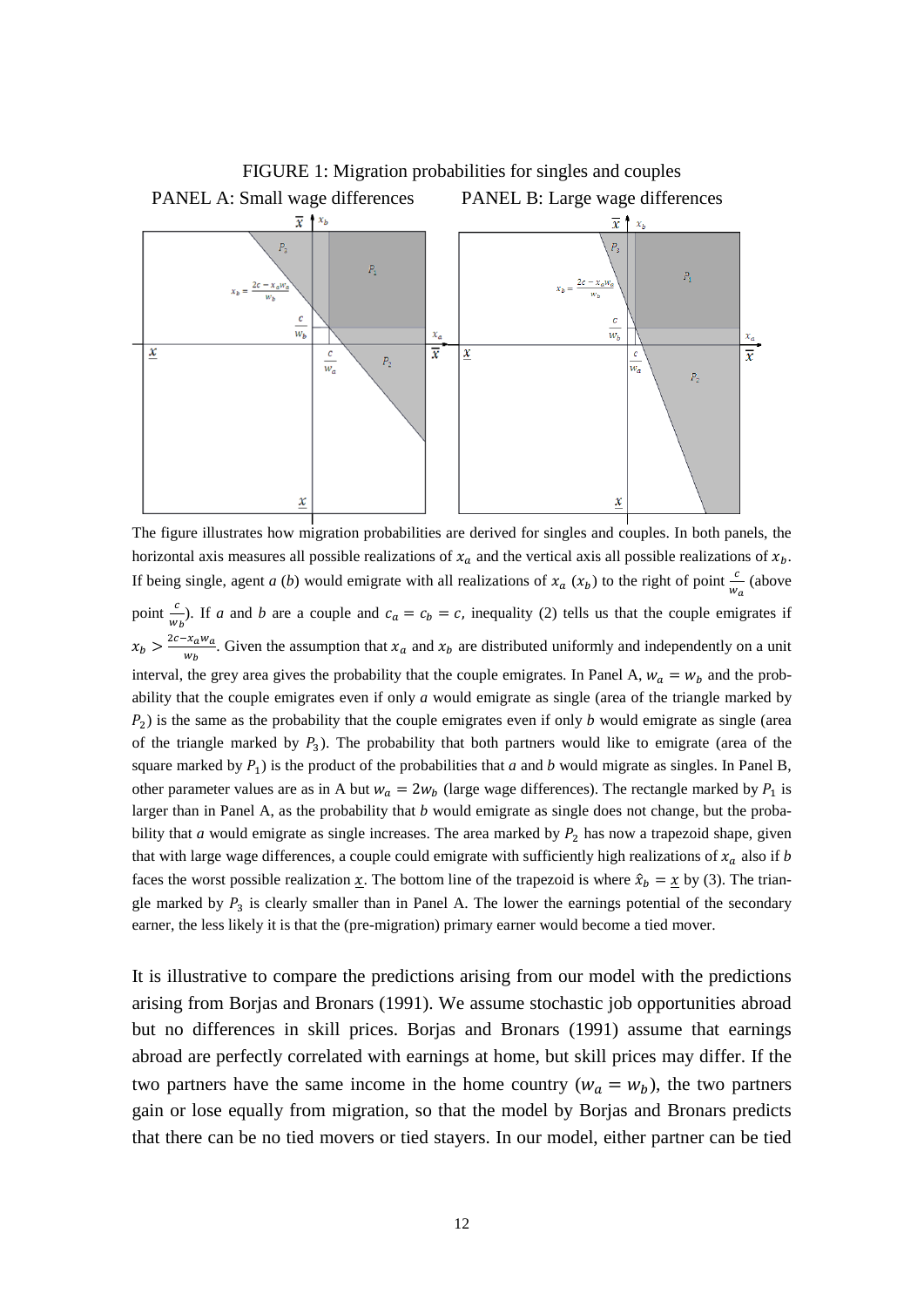FIGURE 1: Migration probabilities for singles and couples

PANEL A: Small wage differences PANEL B: Large wage differences

The figure illustrates how migration probabilities are derived for singles and couples. In both panels, the horizontal axis measures all possible realizations of $x_a$ and the vertical axis all possible realizations of $x_b$. If being single, agent *a* (*b*) would emigrate with all realizations of $x_a$ ($x_b$) to the right of point $\frac{c}{w_a}$ (above point $\frac{c}{w_b}$). If *a* and *b* are a couple and $c_a = c_b = c$, inequality (2) tells us that the couple emigrates if $x_b > \frac{2c - x_a w_a}{w_b}$. Given the assumption that $x_a$ and $x_b$ are distributed uniformly and independently on a unit interval, the grey area gives the probability that the couple emigrates. In Panel A, $w_a = w_b$ and the probability that the couple emigrates even if only *a* would emigrate as single (area of the triangle marked by $P_2$) is the same as the probability that the couple emigrates even if only *b* would emigrate as single (area of the triangle marked by $P_3$). The probability that both partners would like to emigrate (area of the square marked by $P_1$) is the product of the probabilities that *a* and *b* would migrate as singles. In Panel B, other parameter values are as in A but $w_a = 2w_b$ (large wage differences). The rectangle marked by $P_1$ is larger than in Panel A, as the probability that *b* would emigrate as single does not change, but the probability that *a* would emigrate as single increases. The area marked by $P_2$ has now a trapezoid shape, given that with large wage differences, a couple could emigrate with sufficiently high realizations of $x_a$ also if *b* faces the worst possible realization $\underline{x}$. The bottom line of the trapezoid is where $\hat{x}_b = \underline{x}$ by (3). The triangle marked by $P_3$ is clearly smaller than in Panel A. The lower the earnings potential of the secondary earner, the less likely it is that the (pre-migration) primary earner would become a tied mover.

It is illustrative to compare the predictions arising from our model with the predictions arising from Borjas and Bronars (1991). We assume stochastic job opportunities abroad but no differences in skill prices. Borjas and Bronars (1991) assume that earnings abroad are perfectly correlated with earnings at home, but skill prices may differ. If the two partners have the same income in the home country ($w_a = w_b$), the two partners gain or lose equally from migration, so that the model by Borjas and Bronars predicts that there can be no tied movers or tied stayers. In our model, either partner can be tied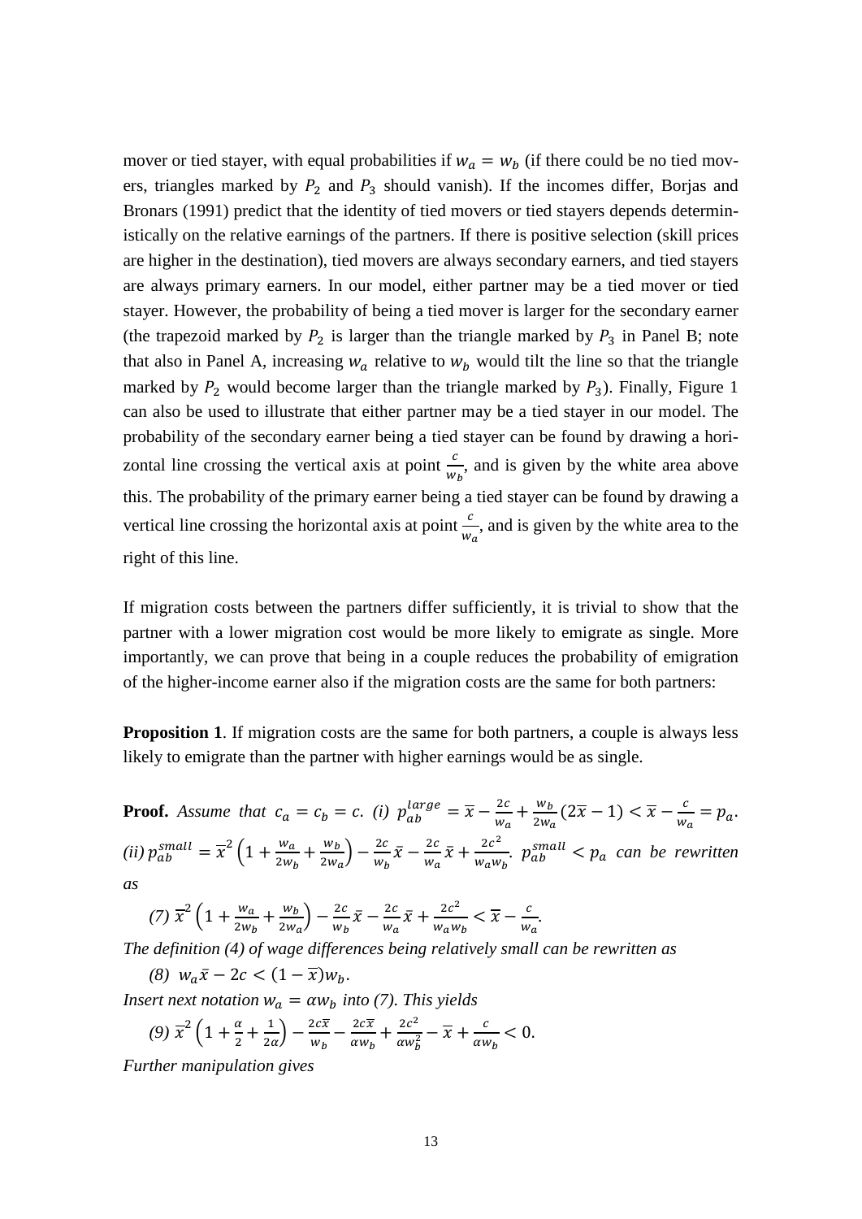mover or tied stayer, with equal probabilities if $w_a = w_b$ (if there could be no tied movers, triangles marked by $P_2$ and $P_3$ should vanish). If the incomes differ, Borjas and Bronars (1991) predict that the identity of tied movers or tied stayers depends deterministically on the relative earnings of the partners. If there is positive selection (skill prices are higher in the destination), tied movers are always secondary earners, and tied stayers are always primary earners. In our model, either partner may be a tied mover or tied stayer. However, the probability of being a tied mover is larger for the secondary earner (the trapezoid marked by $P_2$ is larger than the triangle marked by $P_3$ in Panel B; note that also in Panel A, increasing $w_a$ relative to $w_b$ would tilt the line so that the triangle marked by $P_2$ would become larger than the triangle marked by $P_3$). Finally, Figure 1 can also be used to illustrate that either partner may be a tied stayer in our model. The probability of the secondary earner being a tied stayer can be found by drawing a horizontal line crossing the vertical axis at point $\frac{c}{w_b}$, and is given by the white area above this. The probability of the primary earner being a tied stayer can be found by drawing a vertical line crossing the horizontal axis at point $\frac{c}{w_a}$, and is given by the white area to the right of this line.

If migration costs between the partners differ sufficiently, it is trivial to show that the partner with a lower migration cost would be more likely to emigrate as single. More importantly, we can prove that being in a couple reduces the probability of emigration of the higher-income earner also if the migration costs are the same for both partners:

**Proposition 1**. If migration costs are the same for both partners, a couple is always less likely to emigrate than the partner with higher earnings would be as single.

**Proof.** *Assume that* $c_a = c_b = c$. *(i)* $p_{ab}^{large} = \overline{x} - \frac{2c}{w_a} + \frac{w_b}{2w_a}(2\overline{x} - 1) < \overline{x} - \frac{c}{w_a} = p_a$. *(ii)* $p_{ab}^{small} = \overline{x}^2\left(1 + \frac{w_a}{2w_b} + \frac{w_b}{2w_a}\right) - \frac{2c}{w_b}\overline{x} - \frac{2c}{w_a}\overline{x} + \frac{2c^2}{w_a w_b}$. $p_{ab}^{small} < p_a$ *can be rewritten as*

$$(7)\ \overline{x}^2\left(1 + \frac{w_a}{2w_b} + \frac{w_b}{2w_a}\right) - \frac{2c}{w_b}\overline{x} - \frac{2c}{w_a}\overline{x} + \frac{2c^2}{w_a w_b} < \overline{x} - \frac{c}{w_a}.$$

*The definition (4) of wage differences being relatively small can be rewritten as*

$$(8)\ \ w_a\bar{x} - 2c < (1 - \overline{x})w_b.$$

*Insert next notation* $w_a = \alpha w_b$ *into (7). This yields*

$$(9)\ \overline{x}^2\left(1 + \frac{\alpha}{2} + \frac{1}{2\alpha}\right) - \frac{2c\overline{x}}{w_b} - \frac{2c\overline{x}}{\alpha w_b} + \frac{2c^2}{\alpha w_b^2} - \overline{x} + \frac{c}{\alpha w_b} < 0.$$

*Further manipulation gives*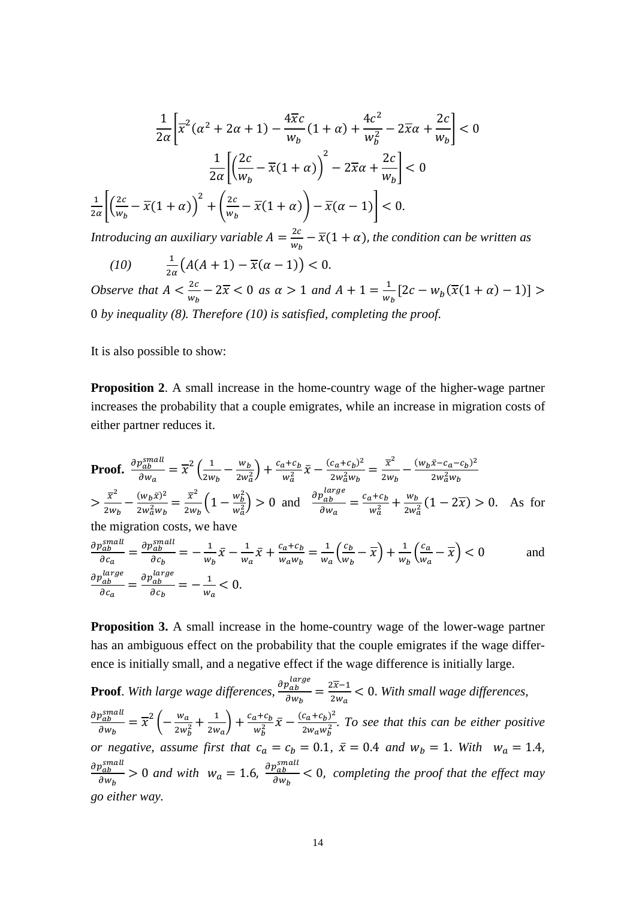$$\frac{1}{2\alpha}\left[\overline{x}^2(\alpha^2+2\alpha+1)-\frac{4\overline{x}c}{w_b}(1+\alpha)+\frac{4c^2}{w_b^2}-2\overline{x}\alpha+\frac{2c}{w_b}\right]<0$$

$$\frac{1}{2\alpha}\left[\left(\frac{2c}{w_b}-\overline{x}(1+\alpha)\right)^2-2\overline{x}\alpha+\frac{2c}{w_b}\right]<0$$

$$\frac{1}{2\alpha}\left[\left(\frac{2c}{w_b}-\overline{x}(1+\alpha)\right)^2+\left(\frac{2c}{w_b}-\overline{x}(1+\alpha)\right)-\overline{x}(\alpha-1)\right]<0.$$

*Introducing an auxiliary variable $A=\frac{2c}{w_b}-\overline{x}(1+\alpha)$, the condition can be written as*

$$(10)\qquad \frac{1}{2\alpha}\big(A(A+1)-\overline{x}(\alpha-1)\big)<0.$$

*Observe that $A<\frac{2c}{w_b}-2\overline{x}<0$ as $\alpha>1$ and $A+1=\frac{1}{w_b}[2c-w_b(\overline{x}(1+\alpha)-1)]>0$ by inequality (8). Therefore (10) is satisfied, completing the proof.*

It is also possible to show:

**Proposition 2**. A small increase in the home-country wage of the higher-wage partner increases the probability that a couple emigrates, while an increase in migration costs of either partner reduces it.

**Proof.** $\frac{\partial p_{ab}^{small}}{\partial w_a}=\overline{x}^2\left(\frac{1}{2w_b}-\frac{w_b}{2w_a^2}\right)+\frac{c_a+c_b}{w_a^2}\bar{x}-\frac{(c_a+c_b)^2}{2w_a^2w_b}=\frac{\overline{x}^2}{2w_b}-\frac{(w_b\bar{x}-c_a-c_b)^2}{2w_a^2w_b}$ $>\frac{\overline{x}^2}{2w_b}-\frac{(w_b\bar{x})^2}{2w_a^2w_b}=\frac{\overline{x}^2}{2w_b}\left(1-\frac{w_b^2}{w_a^2}\right)>0$ and $\frac{\partial p_{ab}^{large}}{\partial w_a}=\frac{c_a+c_b}{w_a^2}+\frac{w_b}{2w_a^2}(1-2\overline{x})>0$. As for the migration costs, we have

$\frac{\partial p_{ab}^{small}}{\partial c_a}=\frac{\partial p_{ab}^{small}}{\partial c_b}=-\frac{1}{w_b}\bar{x}-\frac{1}{w_a}\bar{x}+\frac{c_a+c_b}{w_aw_b}=\frac{1}{w_a}\left(\frac{c_b}{w_b}-\overline{x}\right)+\frac{1}{w_b}\left(\frac{c_a}{w_a}-\overline{x}\right)<0$ and $\frac{\partial p_{ab}^{large}}{\partial c_a}=\frac{\partial p_{ab}^{large}}{\partial c_b}=-\frac{1}{w_a}<0.$

**Proposition 3.** A small increase in the home-country wage of the lower-wage partner has an ambiguous effect on the probability that the couple emigrates if the wage difference is initially small, and a negative effect if the wage difference is initially large.

**Proof**. *With large wage differences, $\frac{\partial p_{ab}^{large}}{\partial w_b}=\frac{2\overline{x}-1}{2w_a}<0$. With small wage differences, $\frac{\partial p_{ab}^{small}}{\partial w_b}=\overline{x}^2\left(-\frac{w_a}{2w_b^2}+\frac{1}{2w_a}\right)+\frac{c_a+c_b}{w_b^2}\bar{x}-\frac{(c_a+c_b)^2}{2w_aw_b^2}$. To see that this can be either positive or negative, assume first that $c_a=c_b=0.1$, $\bar{x}=0.4$ and $w_b=1$. With $w_a=1.4$, $\frac{\partial p_{ab}^{small}}{\partial w_b}>0$ and with $w_a=1.6$, $\frac{\partial p_{ab}^{small}}{\partial w_b}<0$, completing the proof that the effect may go either way.*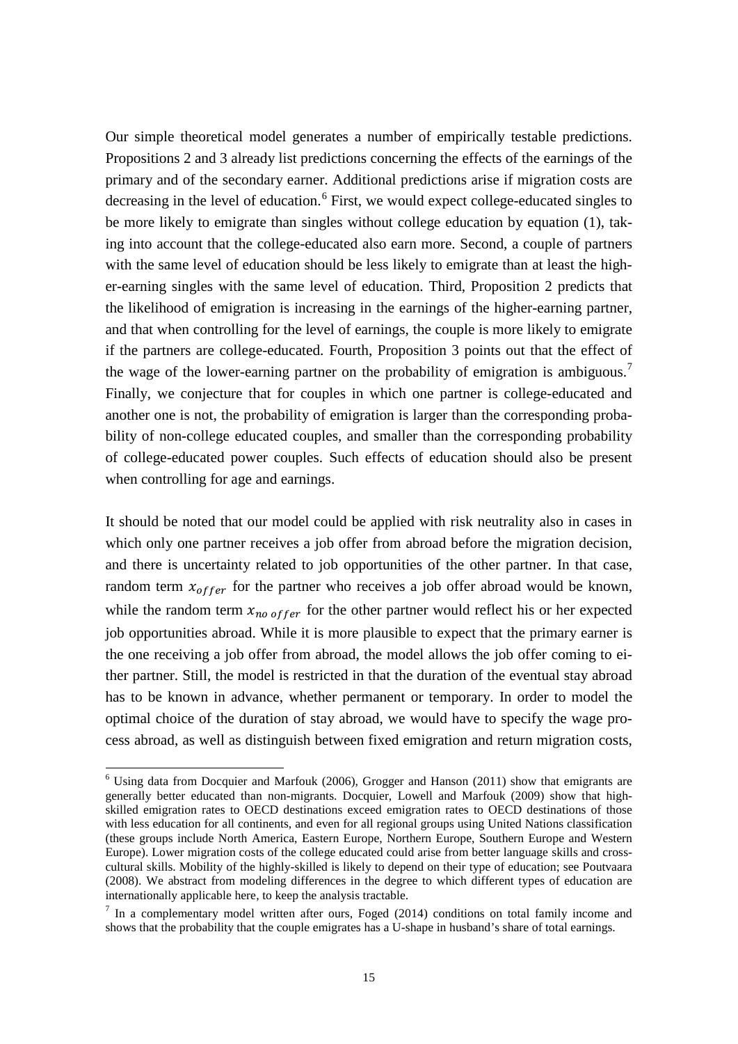Our simple theoretical model generates a number of empirically testable predictions. Propositions 2 and 3 already list predictions concerning the effects of the earnings of the primary and of the secondary earner. Additional predictions arise if migration costs are decreasing in the level of education.[6] First, we would expect college-educated singles to be more likely to emigrate than singles without college education by equation (1), taking into account that the college-educated also earn more. Second, a couple of partners with the same level of education should be less likely to emigrate than at least the higher-earning singles with the same level of education. Third, Proposition 2 predicts that the likelihood of emigration is increasing in the earnings of the higher-earning partner, and that when controlling for the level of earnings, the couple is more likely to emigrate if the partners are college-educated. Fourth, Proposition 3 points out that the effect of the wage of the lower-earning partner on the probability of emigration is ambiguous.[7] Finally, we conjecture that for couples in which one partner is college-educated and another one is not, the probability of emigration is larger than the corresponding probability of non-college educated couples, and smaller than the corresponding probability of college-educated power couples. Such effects of education should also be present when controlling for age and earnings.

It should be noted that our model could be applied with risk neutrality also in cases in which only one partner receives a job offer from abroad before the migration decision, and there is uncertainty related to job opportunities of the other partner. In that case, random term $x_{offer}$ for the partner who receives a job offer abroad would be known, while the random term $x_{no\ offer}$ for the other partner would reflect his or her expected job opportunities abroad. While it is more plausible to expect that the primary earner is the one receiving a job offer from abroad, the model allows the job offer coming to either partner. Still, the model is restricted in that the duration of the eventual stay abroad has to be known in advance, whether permanent or temporary. In order to model the optimal choice of the duration of stay abroad, we would have to specify the wage process abroad, as well as distinguish between fixed emigration and return migration costs,

---

[6] Using data from Docquier and Marfouk (2006), Grogger and Hanson (2011) show that emigrants are generally better educated than non-migrants. Docquier, Lowell and Marfouk (2009) show that high-skilled emigration rates to OECD destinations exceed emigration rates to OECD destinations of those with less education for all continents, and even for all regional groups using United Nations classification (these groups include North America, Eastern Europe, Northern Europe, Southern Europe and Western Europe). Lower migration costs of the college educated could arise from better language skills and cross-cultural skills. Mobility of the highly-skilled is likely to depend on their type of education; see Poutvaara (2008). We abstract from modeling differences in the degree to which different types of education are internationally applicable here, to keep the analysis tractable.

[7] In a complementary model written after ours, Foged (2014) conditions on total family income and shows that the probability that the couple emigrates has a U-shape in husband's share of total earnings.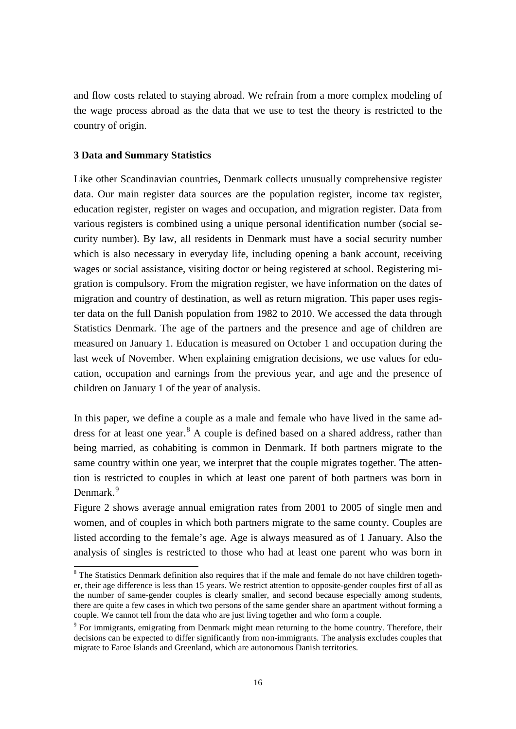and flow costs related to staying abroad. We refrain from a more complex modeling of the wage process abroad as the data that we use to test the theory is restricted to the country of origin.

## 3 Data and Summary Statistics

Like other Scandinavian countries, Denmark collects unusually comprehensive register data. Our main register data sources are the population register, income tax register, education register, register on wages and occupation, and migration register. Data from various registers is combined using a unique personal identification number (social security number). By law, all residents in Denmark must have a social security number which is also necessary in everyday life, including opening a bank account, receiving wages or social assistance, visiting doctor or being registered at school. Registering migration is compulsory. From the migration register, we have information on the dates of migration and country of destination, as well as return migration. This paper uses register data on the full Danish population from 1982 to 2010. We accessed the data through Statistics Denmark. The age of the partners and the presence and age of children are measured on January 1. Education is measured on October 1 and occupation during the last week of November. When explaining emigration decisions, we use values for education, occupation and earnings from the previous year, and age and the presence of children on January 1 of the year of analysis.

In this paper, we define a couple as a male and female who have lived in the same address for at least one year.[8] A couple is defined based on a shared address, rather than being married, as cohabiting is common in Denmark. If both partners migrate to the same country within one year, we interpret that the couple migrates together. The attention is restricted to couples in which at least one parent of both partners was born in Denmark.[9]

Figure 2 shows average annual emigration rates from 2001 to 2005 of single men and women, and of couples in which both partners migrate to the same county. Couples are listed according to the female's age. Age is always measured as of 1 January. Also the analysis of singles is restricted to those who had at least one parent who was born in

---

[8] The Statistics Denmark definition also requires that if the male and female do not have children together, their age difference is less than 15 years. We restrict attention to opposite-gender couples first of all as the number of same-gender couples is clearly smaller, and second because especially among students, there are quite a few cases in which two persons of the same gender share an apartment without forming a couple. We cannot tell from the data who are just living together and who form a couple.

[9] For immigrants, emigrating from Denmark might mean returning to the home country. Therefore, their decisions can be expected to differ significantly from non-immigrants. The analysis excludes couples that migrate to Faroe Islands and Greenland, which are autonomous Danish territories.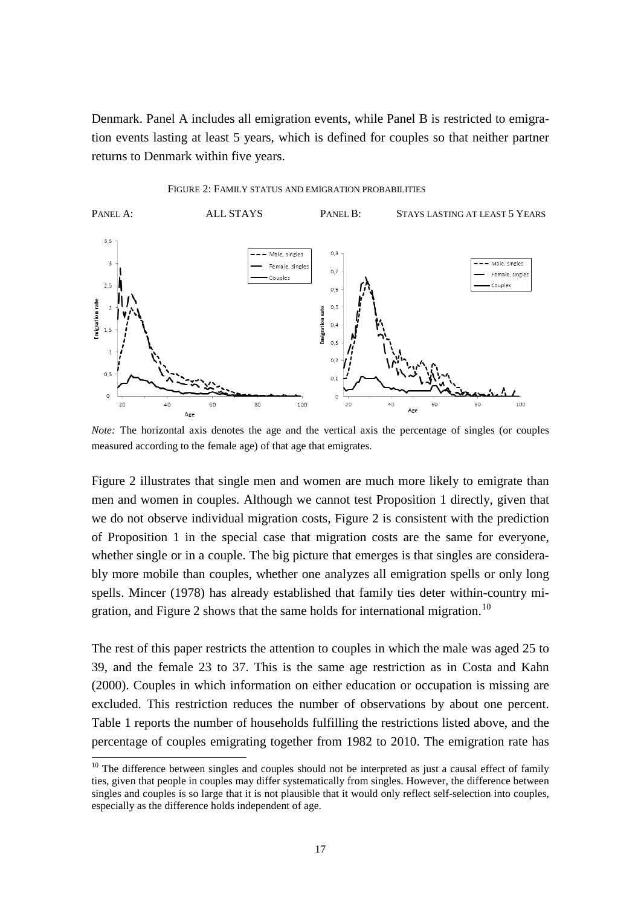Denmark. Panel A includes all emigration events, while Panel B is restricted to emigration events lasting at least 5 years, which is defined for couples so that neither partner returns to Denmark within five years.

FIGURE 2: FAMILY STATUS AND EMIGRATION PROBABILITIES

PANEL A: ALL STAYS PANEL B: STAYS LASTING AT LEAST 5 YEARS

*Note:* The horizontal axis denotes the age and the vertical axis the percentage of singles (or couples measured according to the female age) of that age that emigrates.

Figure 2 illustrates that single men and women are much more likely to emigrate than men and women in couples. Although we cannot test Proposition 1 directly, given that we do not observe individual migration costs, Figure 2 is consistent with the prediction of Proposition 1 in the special case that migration costs are the same for everyone, whether single or in a couple. The big picture that emerges is that singles are considerably more mobile than couples, whether one analyzes all emigration spells or only long spells. Mincer (1978) has already established that family ties deter within-country migration, and Figure 2 shows that the same holds for international migration.[10]

The rest of this paper restricts the attention to couples in which the male was aged 25 to 39, and the female 23 to 37. This is the same age restriction as in Costa and Kahn (2000). Couples in which information on either education or occupation is missing are excluded. This restriction reduces the number of observations by about one percent. Table 1 reports the number of households fulfilling the restrictions listed above, and the percentage of couples emigrating together from 1982 to 2010. The emigration rate has

[10] The difference between singles and couples should not be interpreted as just a causal effect of family ties, given that people in couples may differ systematically from singles. However, the difference between singles and couples is so large that it is not plausible that it would only reflect self-selection into couples, especially as the difference holds independent of age.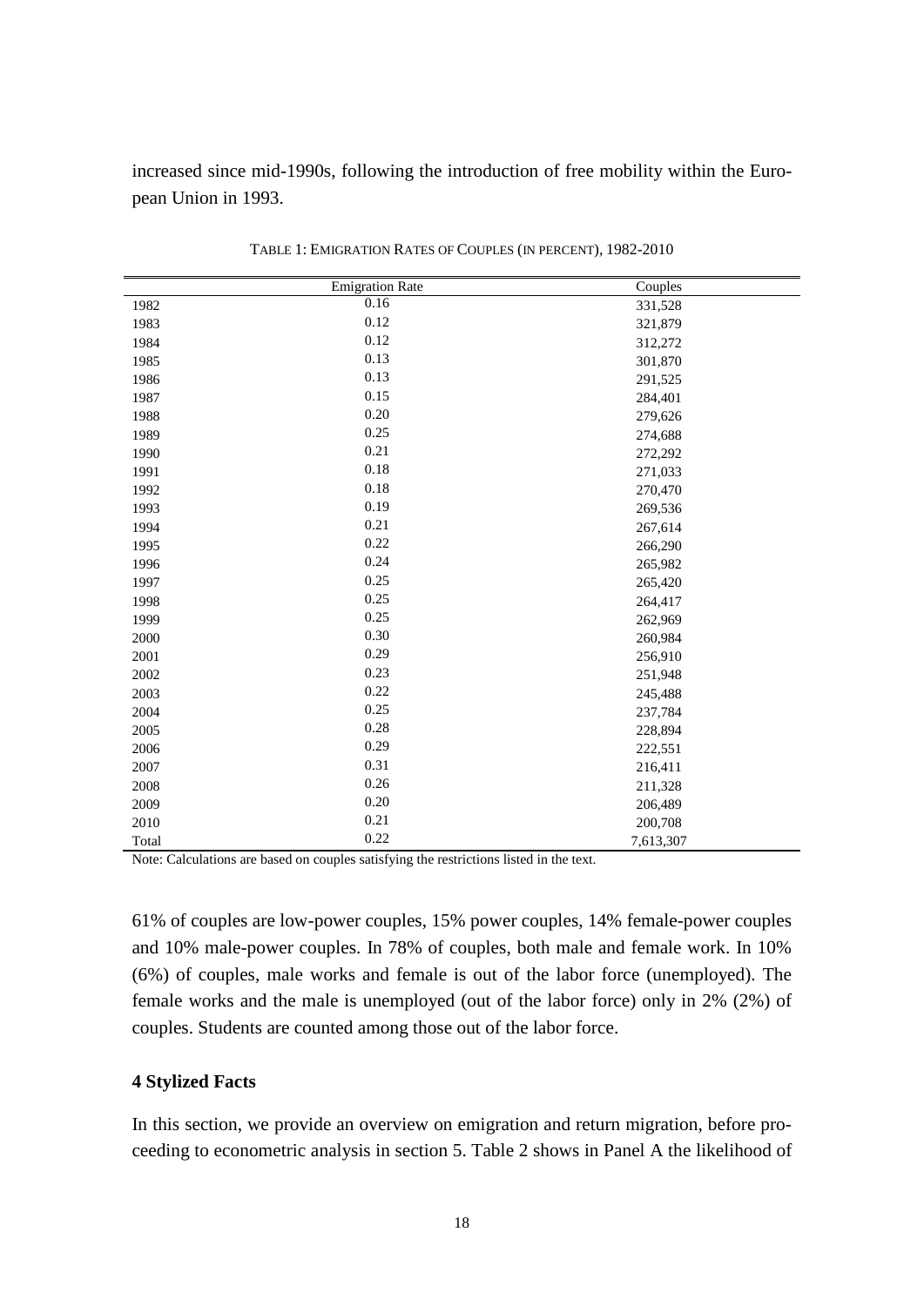increased since mid-1990s, following the introduction of free mobility within the European Union in 1993.

TABLE 1: EMIGRATION RATES OF COUPLES (IN PERCENT), 1982-2010

| | Emigration Rate | Couples |
|---|---|---|
| 1982 | 0.16 | 331,528 |
| 1983 | 0.12 | 321,879 |
| 1984 | 0.12 | 312,272 |
| 1985 | 0.13 | 301,870 |
| 1986 | 0.13 | 291,525 |
| 1987 | 0.15 | 284,401 |
| 1988 | 0.20 | 279,626 |
| 1989 | 0.25 | 274,688 |
| 1990 | 0.21 | 272,292 |
| 1991 | 0.18 | 271,033 |
| 1992 | 0.18 | 270,470 |
| 1993 | 0.19 | 269,536 |
| 1994 | 0.21 | 267,614 |
| 1995 | 0.22 | 266,290 |
| 1996 | 0.24 | 265,982 |
| 1997 | 0.25 | 265,420 |
| 1998 | 0.25 | 264,417 |
| 1999 | 0.25 | 262,969 |
| 2000 | 0.30 | 260,984 |
| 2001 | 0.29 | 256,910 |
| 2002 | 0.23 | 251,948 |
| 2003 | 0.22 | 245,488 |
| 2004 | 0.25 | 237,784 |
| 2005 | 0.28 | 228,894 |
| 2006 | 0.29 | 222,551 |
| 2007 | 0.31 | 216,411 |
| 2008 | 0.26 | 211,328 |
| 2009 | 0.20 | 206,489 |
| 2010 | 0.21 | 200,708 |
| Total | 0.22 | 7,613,307 |

Note: Calculations are based on couples satisfying the restrictions listed in the text.

61% of couples are low-power couples, 15% power couples, 14% female-power couples and 10% male-power couples. In 78% of couples, both male and female work. In 10% (6%) of couples, male works and female is out of the labor force (unemployed). The female works and the male is unemployed (out of the labor force) only in 2% (2%) of couples. Students are counted among those out of the labor force.

### 4 Stylized Facts

In this section, we provide an overview on emigration and return migration, before proceeding to econometric analysis in section 5. Table 2 shows in Panel A the likelihood of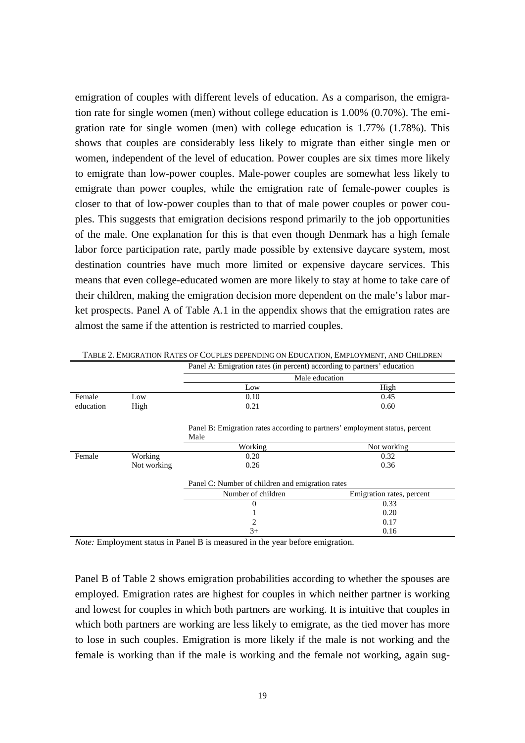emigration of couples with different levels of education. As a comparison, the emigration rate for single women (men) without college education is 1.00% (0.70%). The emigration rate for single women (men) with college education is 1.77% (1.78%). This shows that couples are considerably less likely to migrate than either single men or women, independent of the level of education. Power couples are six times more likely to emigrate than low-power couples. Male-power couples are somewhat less likely to emigrate than power couples, while the emigration rate of female-power couples is closer to that of low-power couples than to that of male power couples or power couples. This suggests that emigration decisions respond primarily to the job opportunities of the male. One explanation for this is that even though Denmark has a high female labor force participation rate, partly made possible by extensive daycare system, most destination countries have much more limited or expensive daycare services. This means that even college-educated women are more likely to stay at home to take care of their children, making the emigration decision more dependent on the male's labor market prospects. Panel A of Table A.1 in the appendix shows that the emigration rates are almost the same if the attention is restricted to married couples.

TABLE 2. EMIGRATION RATES OF COUPLES DEPENDING ON EDUCATION, EMPLOYMENT, AND CHILDREN

| | | Panel A: Emigration rates (in percent) according to partners' education | |
|---|---|---|---|
| | | Male education | |
| | | Low | High |
| Female education | Low | 0.10 | 0.45 |
| | High | 0.21 | 0.60 |
| | | Panel B: Emigration rates according to partners' employment status, percent | |
| | | Male | |
| | | Working | Not working |
| Female | Working | 0.20 | 0.32 |
| | Not working | 0.26 | 0.36 |
| | | Panel C: Number of children and emigration rates | |
| | | Number of children | Emigration rates, percent |
| | | 0 | 0.33 |
| | | 1 | 0.20 |
| | | 2 | 0.17 |
| | | 3+ | 0.16 |

*Note:* Employment status in Panel B is measured in the year before emigration.

Panel B of Table 2 shows emigration probabilities according to whether the spouses are employed. Emigration rates are highest for couples in which neither partner is working and lowest for couples in which both partners are working. It is intuitive that couples in which both partners are working are less likely to emigrate, as the tied mover has more to lose in such couples. Emigration is more likely if the male is not working and the female is working than if the male is working and the female not working, again sug-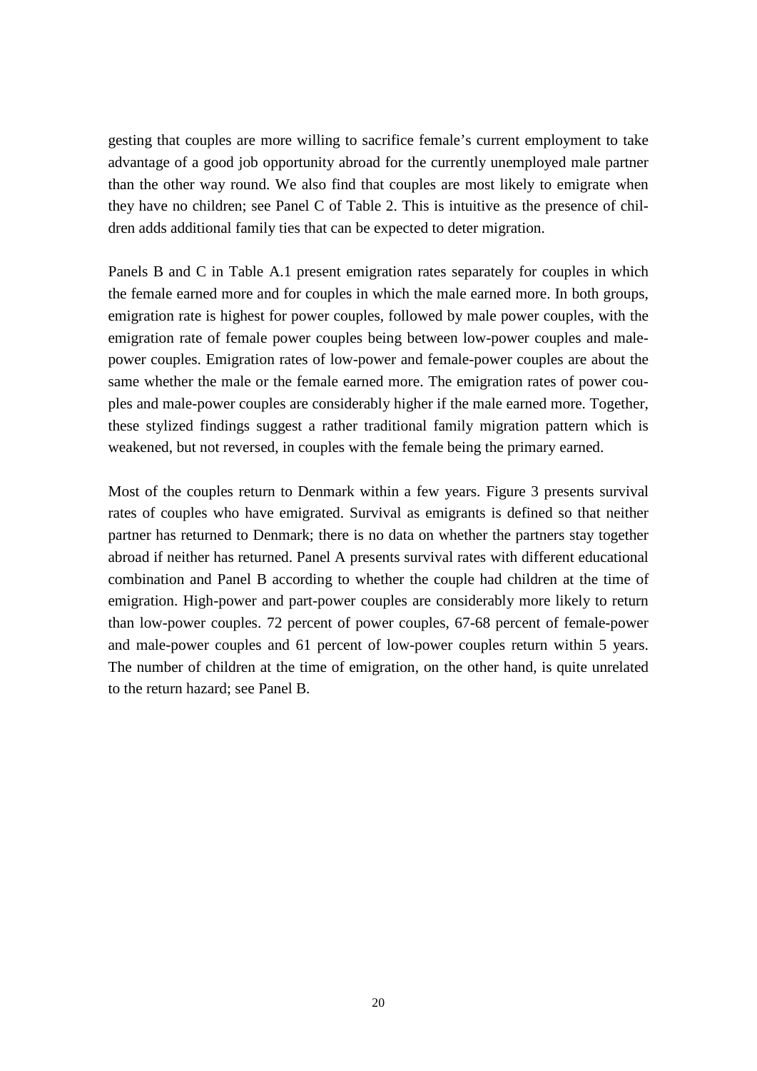gesting that couples are more willing to sacrifice female's current employment to take advantage of a good job opportunity abroad for the currently unemployed male partner than the other way round. We also find that couples are most likely to emigrate when they have no children; see Panel C of Table 2. This is intuitive as the presence of children adds additional family ties that can be expected to deter migration.

Panels B and C in Table A.1 present emigration rates separately for couples in which the female earned more and for couples in which the male earned more. In both groups, emigration rate is highest for power couples, followed by male power couples, with the emigration rate of female power couples being between low-power couples and male-power couples. Emigration rates of low-power and female-power couples are about the same whether the male or the female earned more. The emigration rates of power couples and male-power couples are considerably higher if the male earned more. Together, these stylized findings suggest a rather traditional family migration pattern which is weakened, but not reversed, in couples with the female being the primary earned.

Most of the couples return to Denmark within a few years. Figure 3 presents survival rates of couples who have emigrated. Survival as emigrants is defined so that neither partner has returned to Denmark; there is no data on whether the partners stay together abroad if neither has returned. Panel A presents survival rates with different educational combination and Panel B according to whether the couple had children at the time of emigration. High-power and part-power couples are considerably more likely to return than low-power couples. 72 percent of power couples, 67-68 percent of female-power and male-power couples and 61 percent of low-power couples return within 5 years. The number of children at the time of emigration, on the other hand, is quite unrelated to the return hazard; see Panel B.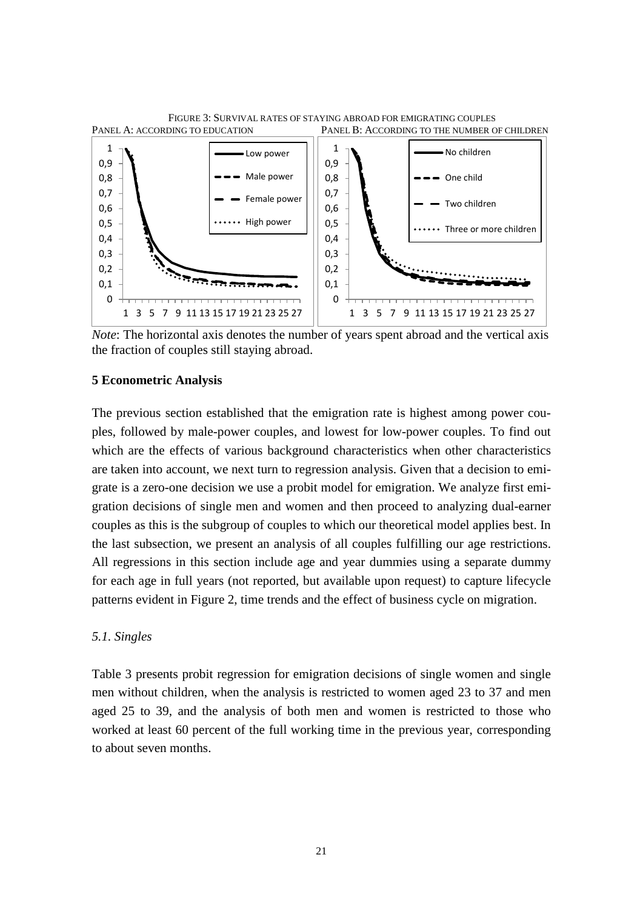FIGURE 3: SURVIVAL RATES OF STAYING ABROAD FOR EMIGRATING COUPLES

PANEL A: ACCORDING TO EDUCATION

PANEL B: ACCORDING TO THE NUMBER OF CHILDREN

*Note*: The horizontal axis denotes the number of years spent abroad and the vertical axis the fraction of couples still staying abroad.

## 5 Econometric Analysis

The previous section established that the emigration rate is highest among power couples, followed by male-power couples, and lowest for low-power couples. To find out which are the effects of various background characteristics when other characteristics are taken into account, we next turn to regression analysis. Given that a decision to emigrate is a zero-one decision we use a probit model for emigration. We analyze first emigration decisions of single men and women and then proceed to analyzing dual-earner couples as this is the subgroup of couples to which our theoretical model applies best. In the last subsection, we present an analysis of all couples fulfilling our age restrictions. All regressions in this section include age and year dummies using a separate dummy for each age in full years (not reported, but available upon request) to capture lifecycle patterns evident in Figure 2, time trends and the effect of business cycle on migration.

### *5.1. Singles*

Table 3 presents probit regression for emigration decisions of single women and single men without children, when the analysis is restricted to women aged 23 to 37 and men aged 25 to 39, and the analysis of both men and women is restricted to those who worked at least 60 percent of the full working time in the previous year, corresponding to about seven months.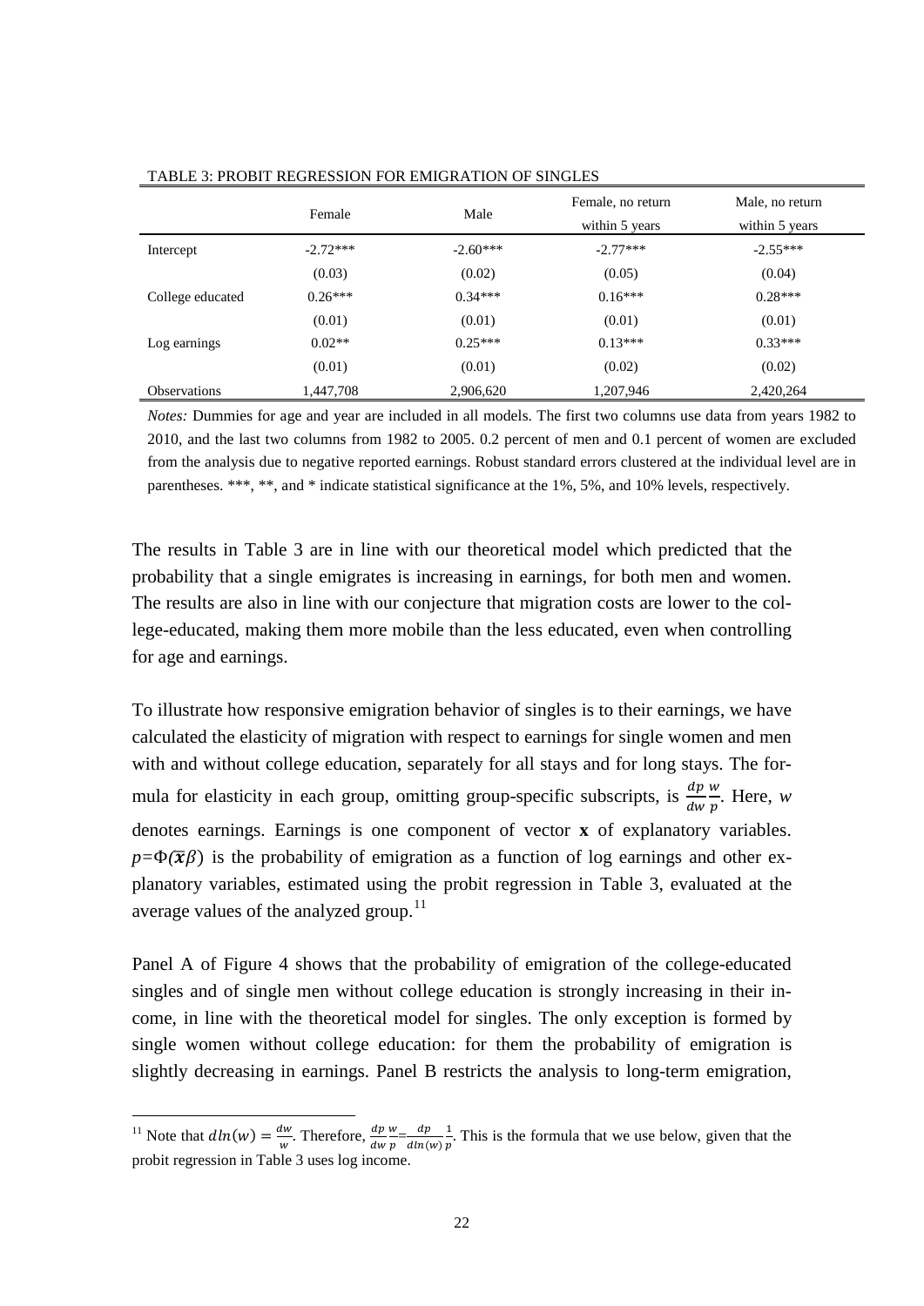TABLE 3: PROBIT REGRESSION FOR EMIGRATION OF SINGLES

| | Female | Male | Female, no return within 5 years | Male, no return within 5 years |
|---|---|---|---|---|
| Intercept | -2.72*** | -2.60*** | -2.77*** | -2.55*** |
| | (0.03) | (0.02) | (0.05) | (0.04) |
| College educated | 0.26*** | 0.34*** | 0.16*** | 0.28*** |
| | (0.01) | (0.01) | (0.01) | (0.01) |
| Log earnings | 0.02** | 0.25*** | 0.13*** | 0.33*** |
| | (0.01) | (0.01) | (0.02) | (0.02) |
| Observations | 1,447,708 | 2,906,620 | 1,207,946 | 2,420,264 |

*Notes:* Dummies for age and year are included in all models. The first two columns use data from years 1982 to 2010, and the last two columns from 1982 to 2005. 0.2 percent of men and 0.1 percent of women are excluded from the analysis due to negative reported earnings. Robust standard errors clustered at the individual level are in parentheses. ***, **, and * indicate statistical significance at the 1%, 5%, and 10% levels, respectively.

The results in Table 3 are in line with our theoretical model which predicted that the probability that a single emigrates is increasing in earnings, for both men and women. The results are also in line with our conjecture that migration costs are lower to the college-educated, making them more mobile than the less educated, even when controlling for age and earnings.

To illustrate how responsive emigration behavior of singles is to their earnings, we have calculated the elasticity of migration with respect to earnings for single women and men with and without college education, separately for all stays and for long stays. The formula for elasticity in each group, omitting group-specific subscripts, is $\frac{dp}{dw}\frac{w}{p}$. Here, $w$ denotes earnings. Earnings is one component of vector $\mathbf{x}$ of explanatory variables. $p=\Phi(\overline{\mathbf{x}}\beta)$ is the probability of emigration as a function of log earnings and other explanatory variables, estimated using the probit regression in Table 3, evaluated at the average values of the analyzed group.[11]

Panel A of Figure 4 shows that the probability of emigration of the college-educated singles and of single men without college education is strongly increasing in their income, in line with the theoretical model for singles. The only exception is formed by single women without college education: for them the probability of emigration is slightly decreasing in earnings. Panel B restricts the analysis to long-term emigration,

[11] Note that $dln(w) = \frac{dw}{w}$. Therefore, $\frac{dp}{dw}\frac{w}{p} = \frac{dp}{dln(w)}\frac{1}{p}$. This is the formula that we use below, given that the probit regression in Table 3 uses log income.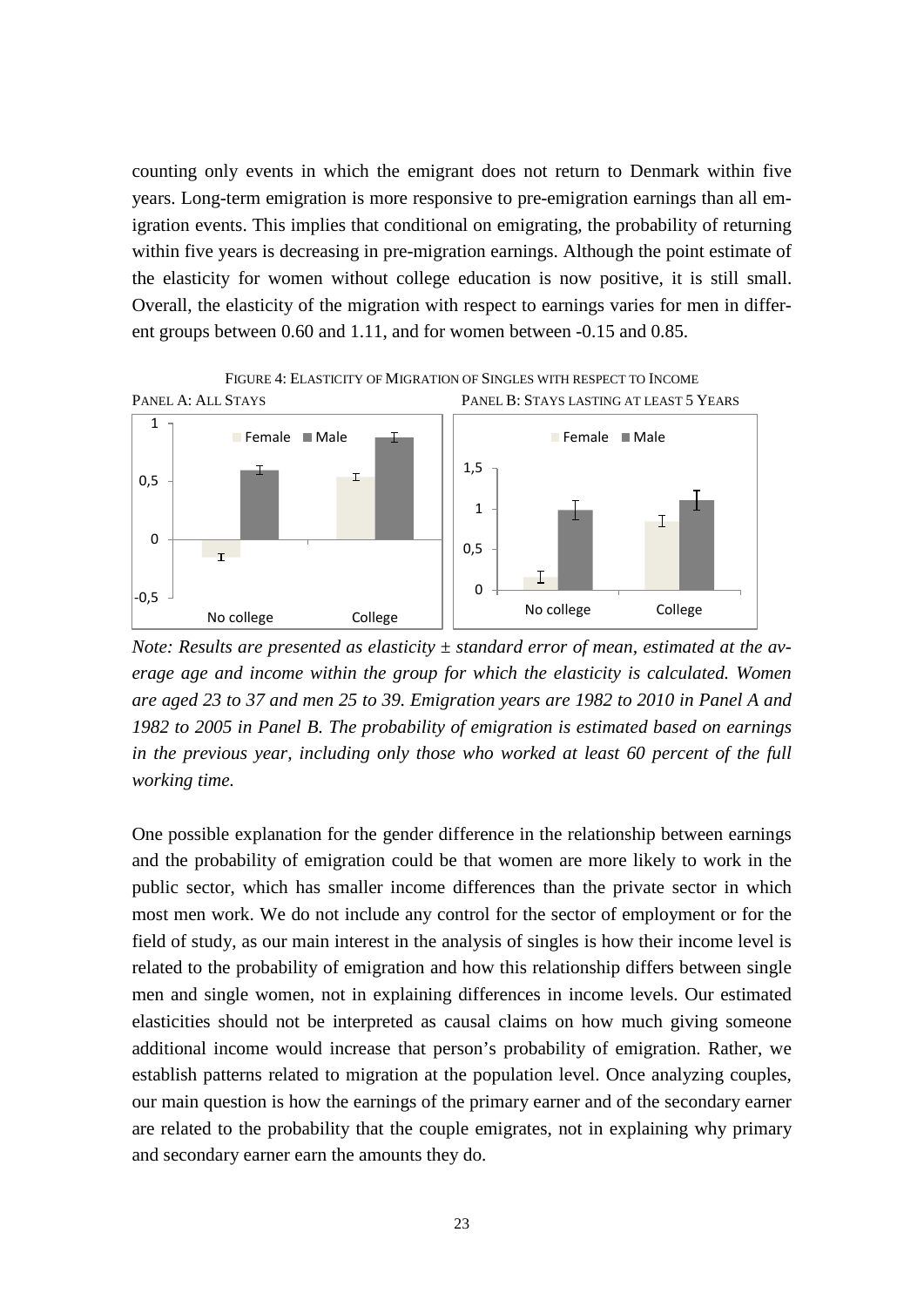counting only events in which the emigrant does not return to Denmark within five years. Long-term emigration is more responsive to pre-emigration earnings than all emigration events. This implies that conditional on emigrating, the probability of returning within five years is decreasing in pre-migration earnings. Although the point estimate of the elasticity for women without college education is now positive, it is still small. Overall, the elasticity of the migration with respect to earnings varies for men in different groups between 0.60 and 1.11, and for women between -0.15 and 0.85.

FIGURE 4: ELASTICITY OF MIGRATION OF SINGLES WITH RESPECT TO INCOME

PANEL A: ALL STAYS

PANEL B: STAYS LASTING AT LEAST 5 YEARS

*Note: Results are presented as elasticity ± standard error of mean, estimated at the average age and income within the group for which the elasticity is calculated. Women are aged 23 to 37 and men 25 to 39. Emigration years are 1982 to 2010 in Panel A and 1982 to 2005 in Panel B. The probability of emigration is estimated based on earnings in the previous year, including only those who worked at least 60 percent of the full working time.*

One possible explanation for the gender difference in the relationship between earnings and the probability of emigration could be that women are more likely to work in the public sector, which has smaller income differences than the private sector in which most men work. We do not include any control for the sector of employment or for the field of study, as our main interest in the analysis of singles is how their income level is related to the probability of emigration and how this relationship differs between single men and single women, not in explaining differences in income levels. Our estimated elasticities should not be interpreted as causal claims on how much giving someone additional income would increase that person's probability of emigration. Rather, we establish patterns related to migration at the population level. Once analyzing couples, our main question is how the earnings of the primary earner and of the secondary earner are related to the probability that the couple emigrates, not in explaining why primary and secondary earner earn the amounts they do.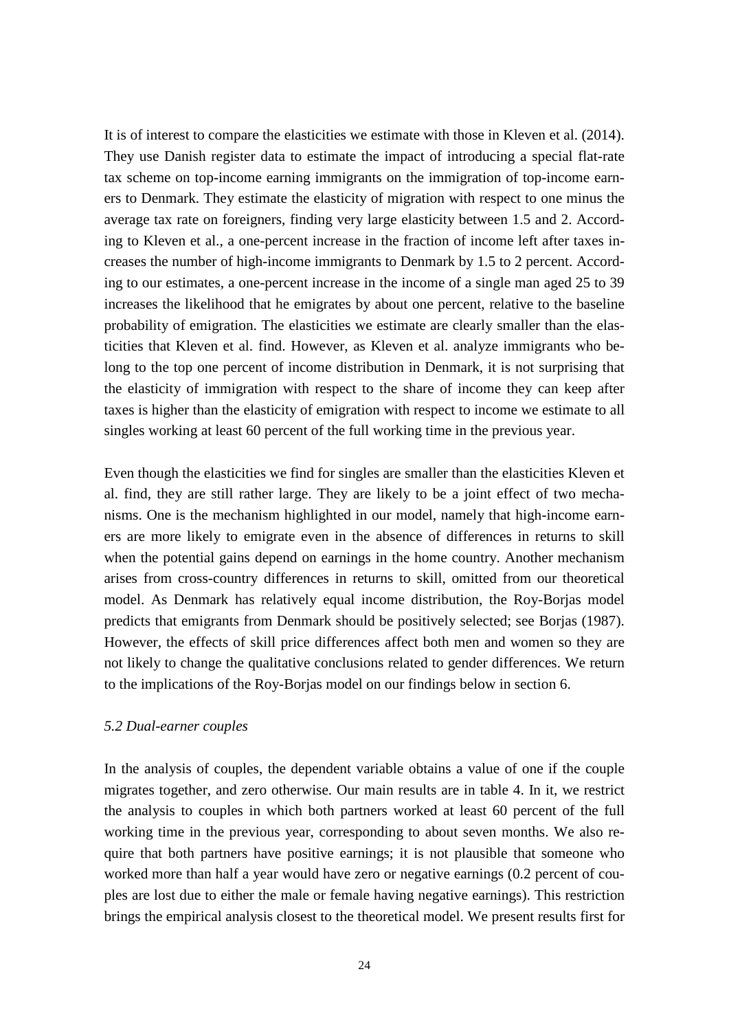It is of interest to compare the elasticities we estimate with those in Kleven et al. (2014). They use Danish register data to estimate the impact of introducing a special flat-rate tax scheme on top-income earning immigrants on the immigration of top-income earners to Denmark. They estimate the elasticity of migration with respect to one minus the average tax rate on foreigners, finding very large elasticity between 1.5 and 2. According to Kleven et al., a one-percent increase in the fraction of income left after taxes increases the number of high-income immigrants to Denmark by 1.5 to 2 percent. According to our estimates, a one-percent increase in the income of a single man aged 25 to 39 increases the likelihood that he emigrates by about one percent, relative to the baseline probability of emigration. The elasticities we estimate are clearly smaller than the elasticities that Kleven et al. find. However, as Kleven et al. analyze immigrants who belong to the top one percent of income distribution in Denmark, it is not surprising that the elasticity of immigration with respect to the share of income they can keep after taxes is higher than the elasticity of emigration with respect to income we estimate to all singles working at least 60 percent of the full working time in the previous year.

Even though the elasticities we find for singles are smaller than the elasticities Kleven et al. find, they are still rather large. They are likely to be a joint effect of two mechanisms. One is the mechanism highlighted in our model, namely that high-income earners are more likely to emigrate even in the absence of differences in returns to skill when the potential gains depend on earnings in the home country. Another mechanism arises from cross-country differences in returns to skill, omitted from our theoretical model. As Denmark has relatively equal income distribution, the Roy-Borjas model predicts that emigrants from Denmark should be positively selected; see Borjas (1987). However, the effects of skill price differences affect both men and women so they are not likely to change the qualitative conclusions related to gender differences. We return to the implications of the Roy-Borjas model on our findings below in section 6.

### *5.2 Dual-earner couples*

In the analysis of couples, the dependent variable obtains a value of one if the couple migrates together, and zero otherwise. Our main results are in table 4. In it, we restrict the analysis to couples in which both partners worked at least 60 percent of the full working time in the previous year, corresponding to about seven months. We also require that both partners have positive earnings; it is not plausible that someone who worked more than half a year would have zero or negative earnings (0.2 percent of couples are lost due to either the male or female having negative earnings). This restriction brings the empirical analysis closest to the theoretical model. We present results first for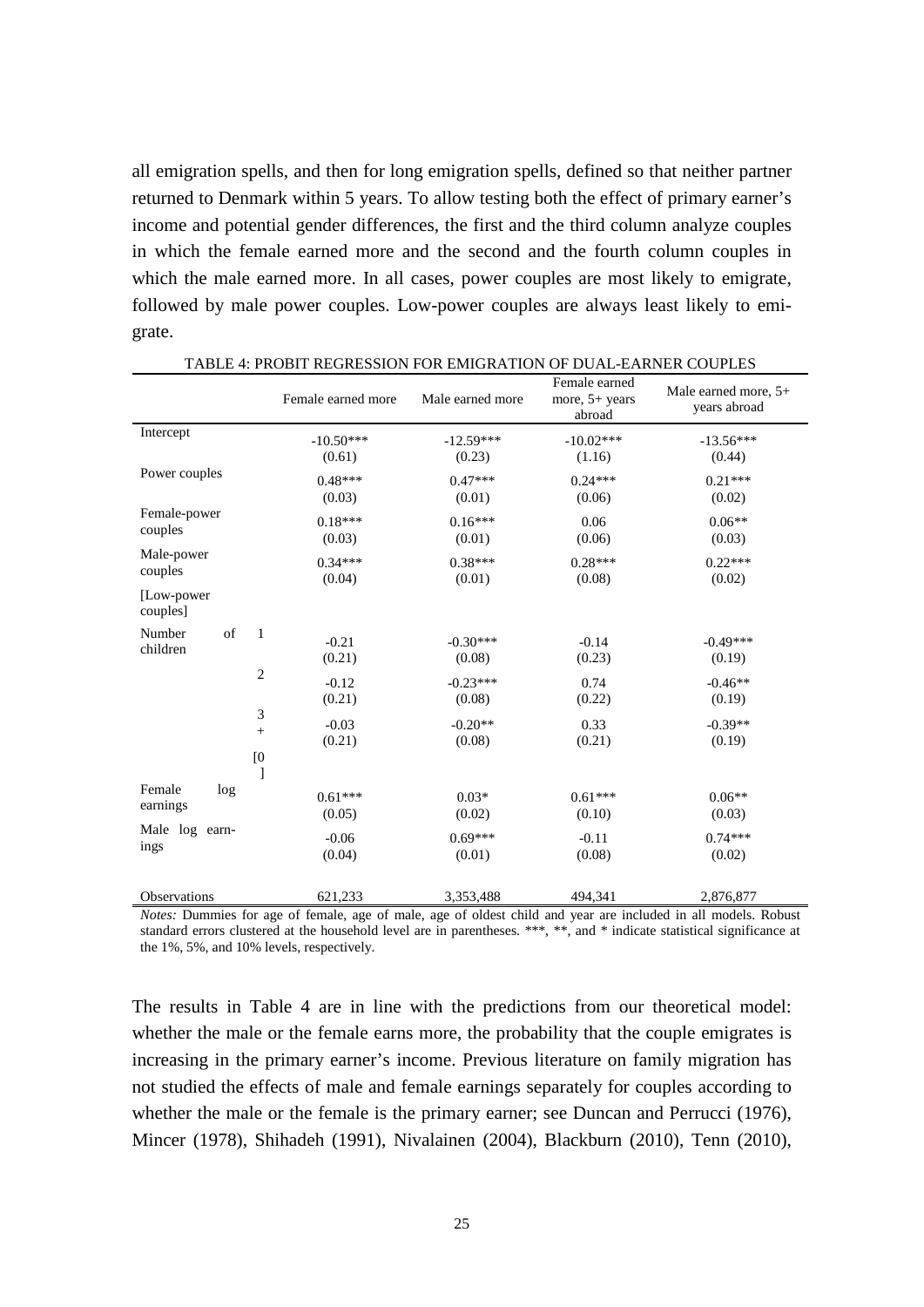all emigration spells, and then for long emigration spells, defined so that neither partner returned to Denmark within 5 years. To allow testing both the effect of primary earner's income and potential gender differences, the first and the third column analyze couples in which the female earned more and the second and the fourth column couples in which the male earned more. In all cases, power couples are most likely to emigrate, followed by male power couples. Low-power couples are always least likely to emigrate.

TABLE 4: PROBIT REGRESSION FOR EMIGRATION OF DUAL-EARNER COUPLES

| | | Female earned more | Male earned more | Female earned more, 5+ years abroad | Male earned more, 5+ years abroad |
|---|---|---|---|---|---|
| Intercept | | -10.50*** | -12.59*** | -10.02*** | -13.56*** |
| | | (0.61) | (0.23) | (1.16) | (0.44) |
| Power couples | | 0.48*** | 0.47*** | 0.24*** | 0.21*** |
| | | (0.03) | (0.01) | (0.06) | (0.02) |
| Female-power couples | | 0.18*** | 0.16*** | 0.06 | 0.06** |
| | | (0.03) | (0.01) | (0.06) | (0.03) |
| Male-power couples | | 0.34*** | 0.38*** | 0.28*** | 0.22*** |
| | | (0.04) | (0.01) | (0.08) | (0.02) |
| [Low-power couples] | | | | | |
| Number of children | 1 | -0.21 | -0.30*** | -0.14 | -0.49*** |
| | | (0.21) | (0.08) | (0.23) | (0.19) |
| | 2 | -0.12 | -0.23*** | 0.74 | -0.46** |
| | | (0.21) | (0.08) | (0.22) | (0.19) |
| | 3+ | -0.03 | -0.20** | 0.33 | -0.39** |
| | | (0.21) | (0.08) | (0.21) | (0.19) |
| | [0] | | | | |
| Female log earnings | | 0.61*** | 0.03* | 0.61*** | 0.06** |
| | | (0.05) | (0.02) | (0.10) | (0.03) |
| Male log earnings | | -0.06 | 0.69*** | -0.11 | 0.74*** |
| | | (0.04) | (0.01) | (0.08) | (0.02) |
| Observations | | 621,233 | 3,353,488 | 494,341 | 2,876,877 |

*Notes:* Dummies for age of female, age of male, age of oldest child and year are included in all models. Robust standard errors clustered at the household level are in parentheses. ***, **, and * indicate statistical significance at the 1%, 5%, and 10% levels, respectively.

The results in Table 4 are in line with the predictions from our theoretical model: whether the male or the female earns more, the probability that the couple emigrates is increasing in the primary earner's income. Previous literature on family migration has not studied the effects of male and female earnings separately for couples according to whether the male or the female is the primary earner; see Duncan and Perrucci (1976), Mincer (1978), Shihadeh (1991), Nivalainen (2004), Blackburn (2010), Tenn (2010),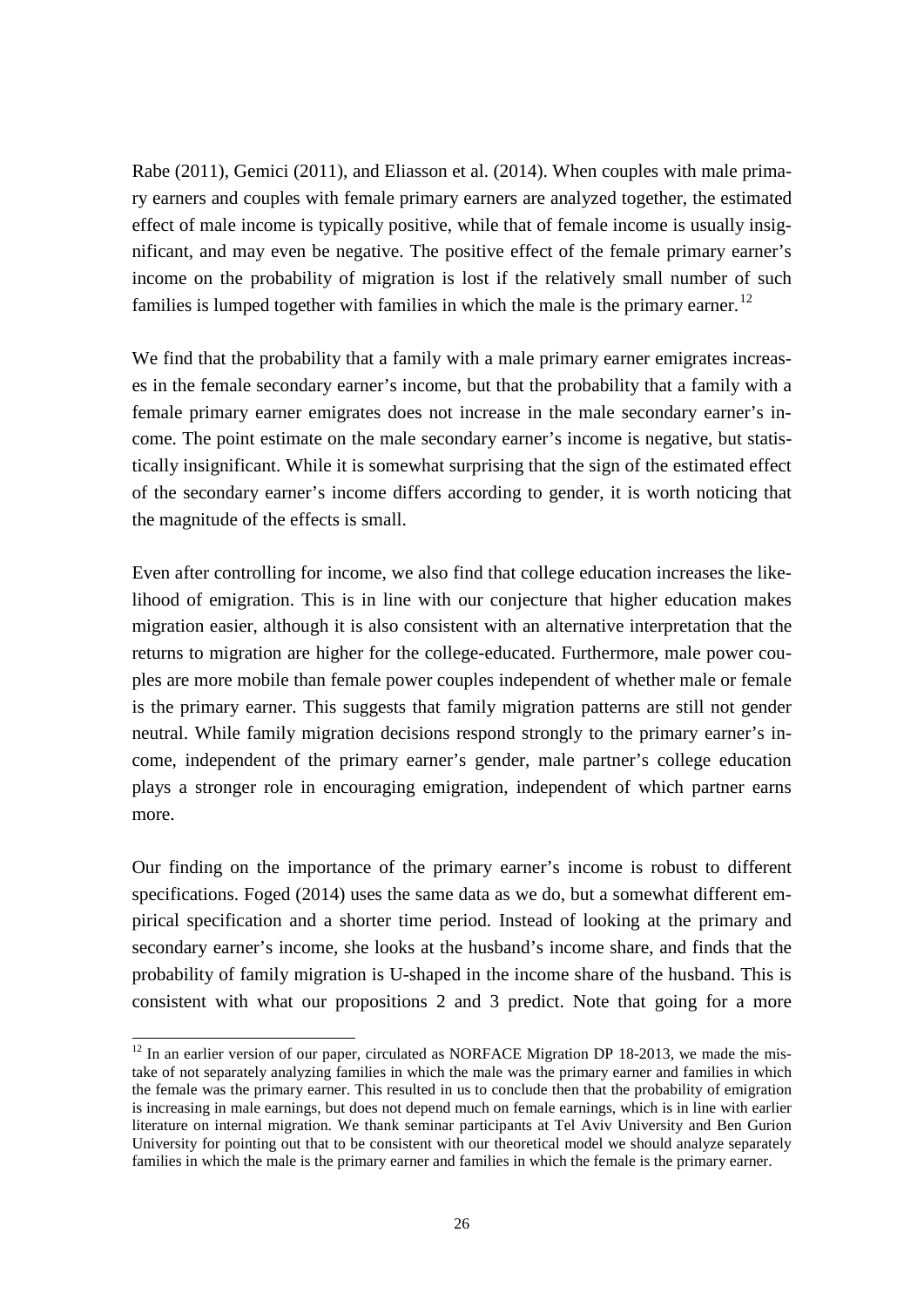Rabe (2011), Gemici (2011), and Eliasson et al. (2014). When couples with male primary earners and couples with female primary earners are analyzed together, the estimated effect of male income is typically positive, while that of female income is usually insignificant, and may even be negative. The positive effect of the female primary earner's income on the probability of migration is lost if the relatively small number of such families is lumped together with families in which the male is the primary earner.[12]

We find that the probability that a family with a male primary earner emigrates increases in the female secondary earner's income, but that the probability that a family with a female primary earner emigrates does not increase in the male secondary earner's income. The point estimate on the male secondary earner's income is negative, but statistically insignificant. While it is somewhat surprising that the sign of the estimated effect of the secondary earner's income differs according to gender, it is worth noticing that the magnitude of the effects is small.

Even after controlling for income, we also find that college education increases the likelihood of emigration. This is in line with our conjecture that higher education makes migration easier, although it is also consistent with an alternative interpretation that the returns to migration are higher for the college-educated. Furthermore, male power couples are more mobile than female power couples independent of whether male or female is the primary earner. This suggests that family migration patterns are still not gender neutral. While family migration decisions respond strongly to the primary earner's income, independent of the primary earner's gender, male partner's college education plays a stronger role in encouraging emigration, independent of which partner earns more.

Our finding on the importance of the primary earner's income is robust to different specifications. Foged (2014) uses the same data as we do, but a somewhat different empirical specification and a shorter time period. Instead of looking at the primary and secondary earner's income, she looks at the husband's income share, and finds that the probability of family migration is U-shaped in the income share of the husband. This is consistent with what our propositions 2 and 3 predict. Note that going for a more

[12] In an earlier version of our paper, circulated as NORFACE Migration DP 18-2013, we made the mistake of not separately analyzing families in which the male was the primary earner and families in which the female was the primary earner. This resulted in us to conclude then that the probability of emigration is increasing in male earnings, but does not depend much on female earnings, which is in line with earlier literature on internal migration. We thank seminar participants at Tel Aviv University and Ben Gurion University for pointing out that to be consistent with our theoretical model we should analyze separately families in which the male is the primary earner and families in which the female is the primary earner.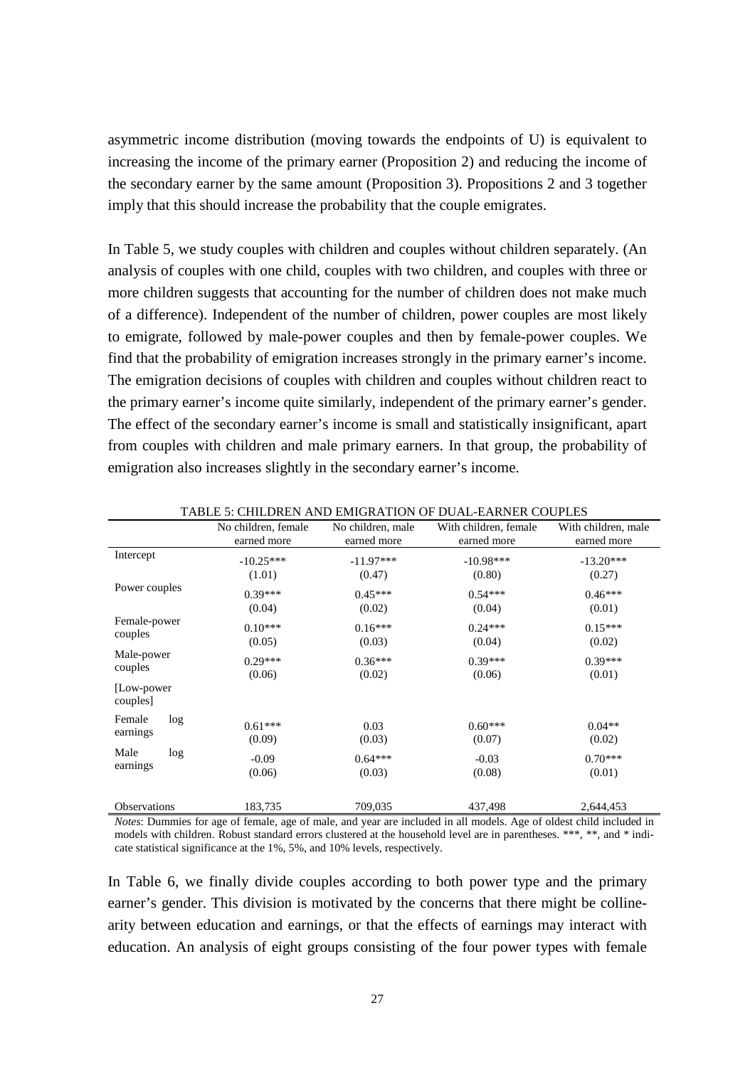asymmetric income distribution (moving towards the endpoints of U) is equivalent to increasing the income of the primary earner (Proposition 2) and reducing the income of the secondary earner by the same amount (Proposition 3). Propositions 2 and 3 together imply that this should increase the probability that the couple emigrates.

In Table 5, we study couples with children and couples without children separately. (An analysis of couples with one child, couples with two children, and couples with three or more children suggests that accounting for the number of children does not make much of a difference). Independent of the number of children, power couples are most likely to emigrate, followed by male-power couples and then by female-power couples. We find that the probability of emigration increases strongly in the primary earner's income. The emigration decisions of couples with children and couples without children react to the primary earner's income quite similarly, independent of the primary earner's gender. The effect of the secondary earner's income is small and statistically insignificant, apart from couples with children and male primary earners. In that group, the probability of emigration also increases slightly in the secondary earner's income.

TABLE 5: CHILDREN AND EMIGRATION OF DUAL-EARNER COUPLES

| | No children, female earned more | No children, male earned more | With children, female earned more | With children, male earned more |
|---|---|---|---|---|
| Intercept | -10.25*** | -11.97*** | -10.98*** | -13.20*** |
| | (1.01) | (0.47) | (0.80) | (0.27) |
| Power couples | 0.39*** | 0.45*** | 0.54*** | 0.46*** |
| | (0.04) | (0.02) | (0.04) | (0.01) |
| Female-power couples | 0.10*** | 0.16*** | 0.24*** | 0.15*** |
| | (0.05) | (0.03) | (0.04) | (0.02) |
| Male-power couples | 0.29*** | 0.36*** | 0.39*** | 0.39*** |
| | (0.06) | (0.02) | (0.06) | (0.01) |
| [Low-power couples] | | | | |
| Female log earnings | 0.61*** | 0.03 | 0.60*** | 0.04** |
| | (0.09) | (0.03) | (0.07) | (0.02) |
| Male log earnings | -0.09 | 0.64*** | -0.03 | 0.70*** |
| | (0.06) | (0.03) | (0.08) | (0.01) |
| Observations | 183,735 | 709,035 | 437,498 | 2,644,453 |

*Notes*: Dummies for age of female, age of male, and year are included in all models. Age of oldest child included in models with children. Robust standard errors clustered at the household level are in parentheses. ***, **, and * indicate statistical significance at the 1%, 5%, and 10% levels, respectively.

In Table 6, we finally divide couples according to both power type and the primary earner's gender. This division is motivated by the concerns that there might be collinearity between education and earnings, or that the effects of earnings may interact with education. An analysis of eight groups consisting of the four power types with female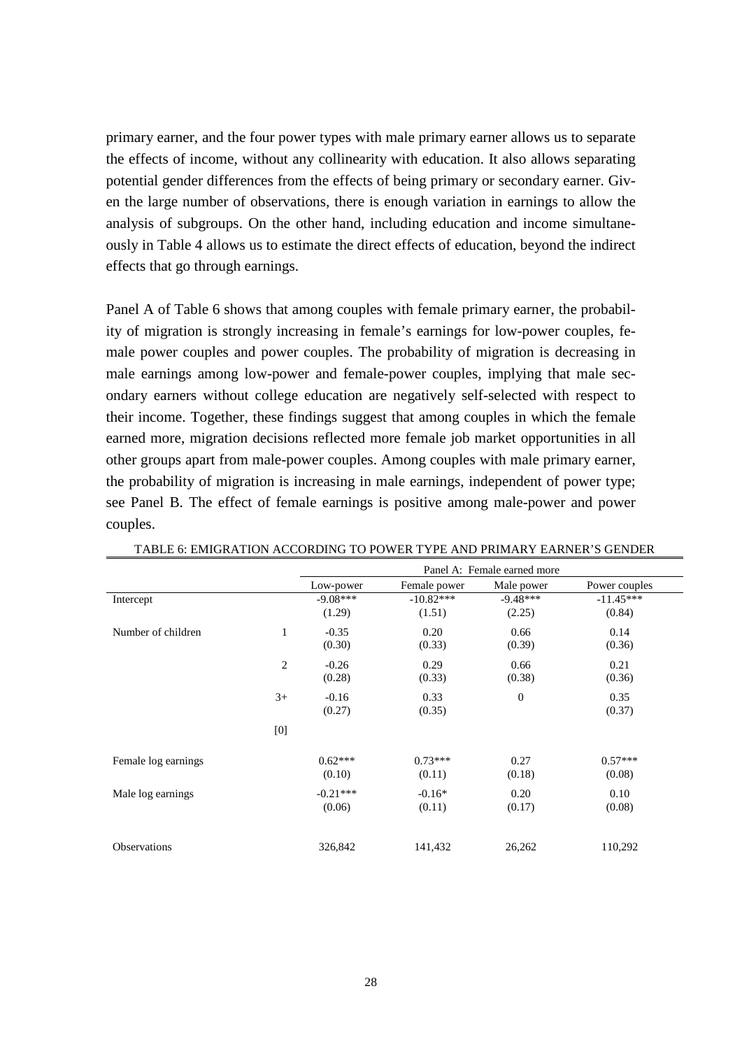primary earner, and the four power types with male primary earner allows us to separate the effects of income, without any collinearity with education. It also allows separating potential gender differences from the effects of being primary or secondary earner. Given the large number of observations, there is enough variation in earnings to allow the analysis of subgroups. On the other hand, including education and income simultaneously in Table 4 allows us to estimate the direct effects of education, beyond the indirect effects that go through earnings.

Panel A of Table 6 shows that among couples with female primary earner, the probability of migration is strongly increasing in female's earnings for low-power couples, female power couples and power couples. The probability of migration is decreasing in male earnings among low-power and female-power couples, implying that male secondary earners without college education are negatively self-selected with respect to their income. Together, these findings suggest that among couples in which the female earned more, migration decisions reflected more female job market opportunities in all other groups apart from male-power couples. Among couples with male primary earner, the probability of migration is increasing in male earnings, independent of power type; see Panel B. The effect of female earnings is positive among male-power and power couples.

TABLE 6: EMIGRATION ACCORDING TO POWER TYPE AND PRIMARY EARNER'S GENDER

| | | Panel A: Female earned more | | | |
|---|---|---|---|---|---|
| | | Low-power | Female power | Male power | Power couples |
| Intercept | | -9.08*** | -10.82*** | -9.48*** | -11.45*** |
| | | (1.29) | (1.51) | (2.25) | (0.84) |
| Number of children | 1 | -0.35 | 0.20 | 0.66 | 0.14 |
| | | (0.30) | (0.33) | (0.39) | (0.36) |
| | 2 | -0.26 | 0.29 | 0.66 | 0.21 |
| | | (0.28) | (0.33) | (0.38) | (0.36) |
| | 3+ | -0.16 | 0.33 | 0 | 0.35 |
| | | (0.27) | (0.35) | | (0.37) |
| | [0] | | | | |
| Female log earnings | | 0.62*** | 0.73*** | 0.27 | 0.57*** |
| | | (0.10) | (0.11) | (0.18) | (0.08) |
| Male log earnings | | -0.21*** | -0.16* | 0.20 | 0.10 |
| | | (0.06) | (0.11) | (0.17) | (0.08) |
| Observations | | 326,842 | 141,432 | 26,262 | 110,292 |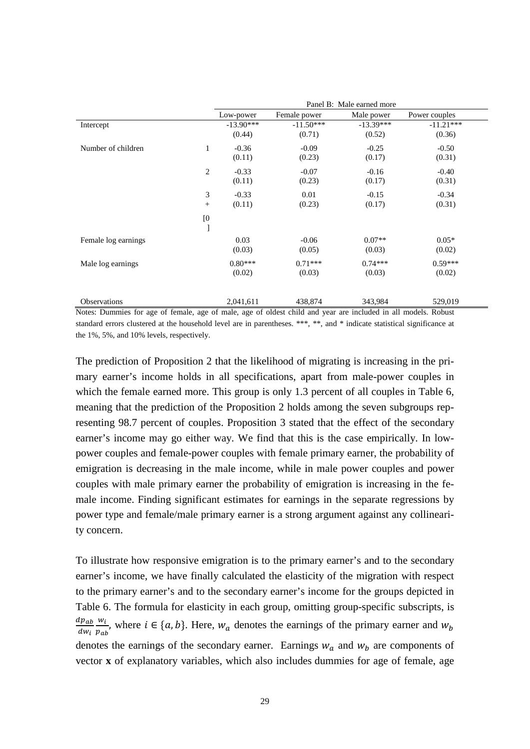| | | Panel B: Male earned more | | | |
|---|---|---|---|---|---|
| | | Low-power | Female power | Male power | Power couples |
| Intercept | | -13.90*** | -11.50*** | -13.39*** | -11.21*** |
| | | (0.44) | (0.71) | (0.52) | (0.36) |
| Number of children | 1 | -0.36 | -0.09 | -0.25 | -0.50 |
| | | (0.11) | (0.23) | (0.17) | (0.31) |
| | 2 | -0.33 | -0.07 | -0.16 | -0.40 |
| | | (0.11) | (0.23) | (0.17) | (0.31) |
| | 3 + | -0.33 | 0.01 | -0.15 | -0.34 |
| | | (0.11) | (0.23) | (0.17) | (0.31) |
| | [0 ] | | | | |
| Female log earnings | | 0.03 | -0.06 | 0.07** | 0.05* |
| | | (0.03) | (0.05) | (0.03) | (0.02) |
| Male log earnings | | 0.80*** | 0.71*** | 0.74*** | 0.59*** |
| | | (0.02) | (0.03) | (0.03) | (0.02) |
| Observations | | 2,041,611 | 438,874 | 343,984 | 529,019 |

Notes: Dummies for age of female, age of male, age of oldest child and year are included in all models. Robust standard errors clustered at the household level are in parentheses. ***, **, and * indicate statistical significance at the 1%, 5%, and 10% levels, respectively.

The prediction of Proposition 2 that the likelihood of migrating is increasing in the primary earner's income holds in all specifications, apart from male-power couples in which the female earned more. This group is only 1.3 percent of all couples in Table 6, meaning that the prediction of the Proposition 2 holds among the seven subgroups representing 98.7 percent of couples. Proposition 3 stated that the effect of the secondary earner's income may go either way. We find that this is the case empirically. In low-power couples and female-power couples with female primary earner, the probability of emigration is decreasing in the male income, while in male power couples and power couples with male primary earner the probability of emigration is increasing in the female income. Finding significant estimates for earnings in the separate regressions by power type and female/male primary earner is a strong argument against any collinearity concern.

To illustrate how responsive emigration is to the primary earner's and to the secondary earner's income, we have finally calculated the elasticity of the migration with respect to the primary earner's and to the secondary earner's income for the groups depicted in Table 6. The formula for elasticity in each group, omitting group-specific subscripts, is $\frac{dp_{ab}}{dw_i}\frac{w_i}{p_{ab}}$, where $i \in \{a, b\}$. Here, $w_a$ denotes the earnings of the primary earner and $w_b$ denotes the earnings of the secondary earner. Earnings $w_a$ and $w_b$ are components of vector **x** of explanatory variables, which also includes dummies for age of female, age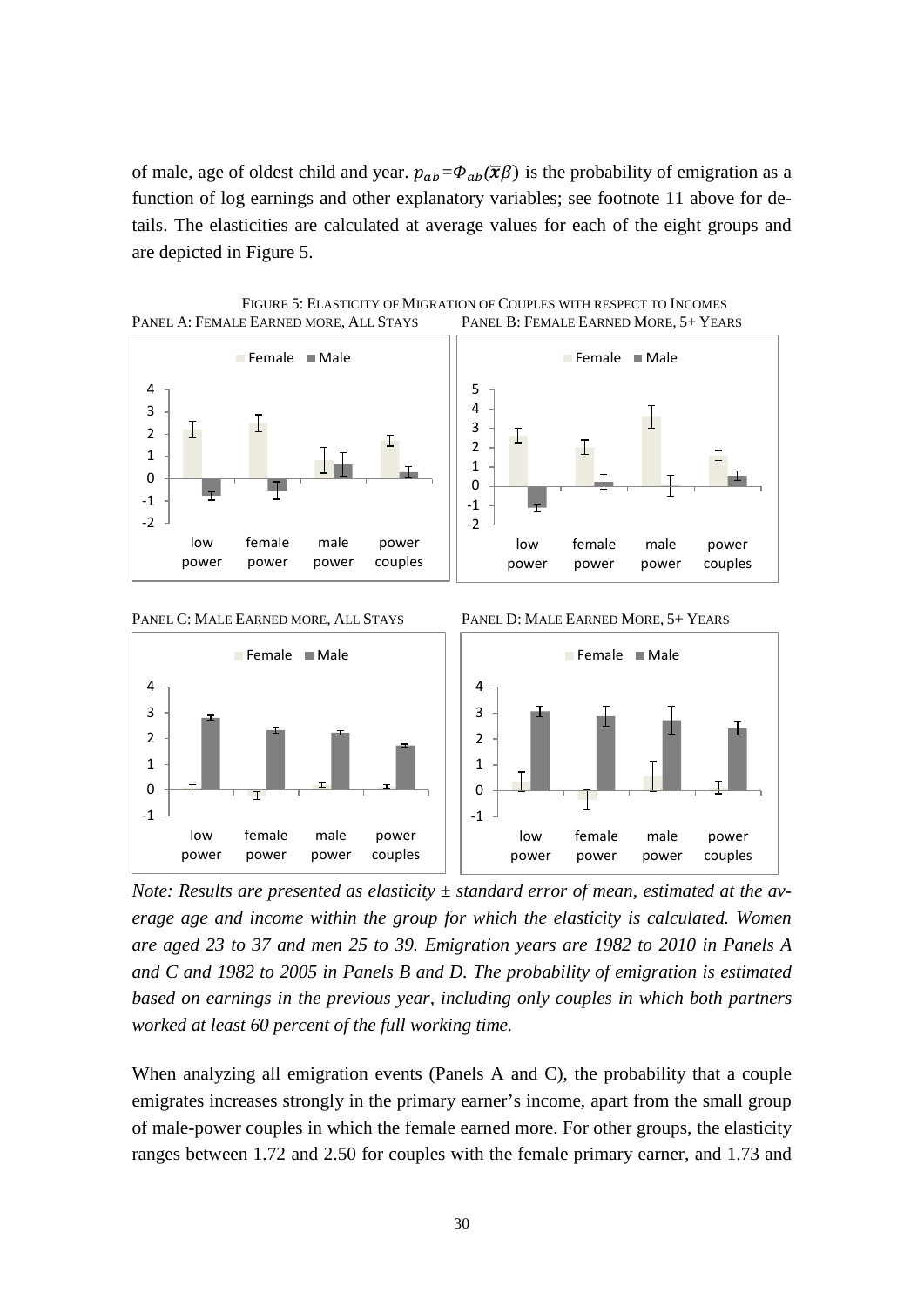of male, age of oldest child and year. $p_{ab}=\Phi_{ab}(\bar{\boldsymbol{x}}\beta)$ is the probability of emigration as a function of log earnings and other explanatory variables; see footnote 11 above for details. The elasticities are calculated at average values for each of the eight groups and are depicted in Figure 5.

FIGURE 5: ELASTICITY OF MIGRATION OF COUPLES WITH RESPECT TO INCOMES

PANEL A: FEMALE EARNED MORE, ALL STAYS

PANEL B: FEMALE EARNED MORE, 5+ YEARS

PANEL C: MALE EARNED MORE, ALL STAYS

PANEL D: MALE EARNED MORE, 5+ YEARS

*Note: Results are presented as elasticity ± standard error of mean, estimated at the average age and income within the group for which the elasticity is calculated. Women are aged 23 to 37 and men 25 to 39. Emigration years are 1982 to 2010 in Panels A and C and 1982 to 2005 in Panels B and D. The probability of emigration is estimated based on earnings in the previous year, including only couples in which both partners worked at least 60 percent of the full working time.*

When analyzing all emigration events (Panels A and C), the probability that a couple emigrates increases strongly in the primary earner's income, apart from the small group of male-power couples in which the female earned more. For other groups, the elasticity ranges between 1.72 and 2.50 for couples with the female primary earner, and 1.73 and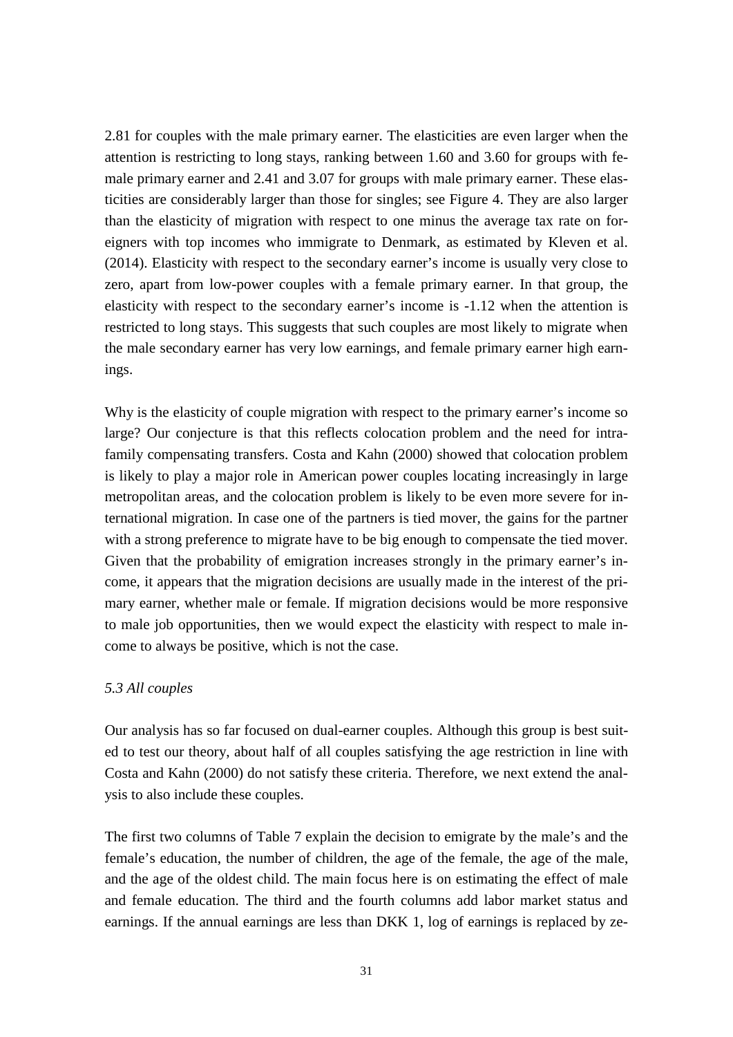2.81 for couples with the male primary earner. The elasticities are even larger when the attention is restricting to long stays, ranking between 1.60 and 3.60 for groups with female primary earner and 2.41 and 3.07 for groups with male primary earner. These elasticities are considerably larger than those for singles; see Figure 4. They are also larger than the elasticity of migration with respect to one minus the average tax rate on foreigners with top incomes who immigrate to Denmark, as estimated by Kleven et al. (2014). Elasticity with respect to the secondary earner's income is usually very close to zero, apart from low-power couples with a female primary earner. In that group, the elasticity with respect to the secondary earner's income is -1.12 when the attention is restricted to long stays. This suggests that such couples are most likely to migrate when the male secondary earner has very low earnings, and female primary earner high earnings.

Why is the elasticity of couple migration with respect to the primary earner's income so large? Our conjecture is that this reflects colocation problem and the need for intra-family compensating transfers. Costa and Kahn (2000) showed that colocation problem is likely to play a major role in American power couples locating increasingly in large metropolitan areas, and the colocation problem is likely to be even more severe for international migration. In case one of the partners is tied mover, the gains for the partner with a strong preference to migrate have to be big enough to compensate the tied mover. Given that the probability of emigration increases strongly in the primary earner's income, it appears that the migration decisions are usually made in the interest of the primary earner, whether male or female. If migration decisions would be more responsive to male job opportunities, then we would expect the elasticity with respect to male income to always be positive, which is not the case.

### *5.3 All couples*

Our analysis has so far focused on dual-earner couples. Although this group is best suited to test our theory, about half of all couples satisfying the age restriction in line with Costa and Kahn (2000) do not satisfy these criteria. Therefore, we next extend the analysis to also include these couples.

The first two columns of Table 7 explain the decision to emigrate by the male's and the female's education, the number of children, the age of the female, the age of the male, and the age of the oldest child. The main focus here is on estimating the effect of male and female education. The third and the fourth columns add labor market status and earnings. If the annual earnings are less than DKK 1, log of earnings is replaced by ze-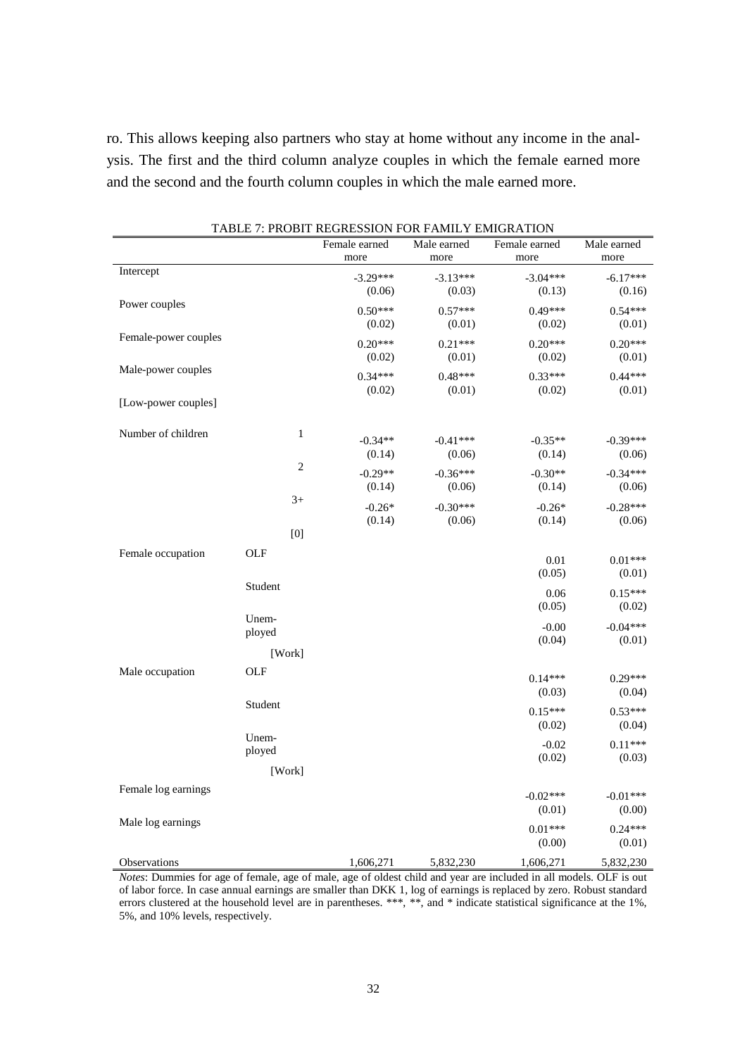ro. This allows keeping also partners who stay at home without any income in the analysis. The first and the third column analyze couples in which the female earned more and the second and the fourth column couples in which the male earned more.

TABLE 7: PROBIT REGRESSION FOR FAMILY EMIGRATION

| | | Female earned more | Male earned more | Female earned more | Male earned more |
|---|---|---|---|---|---|
| Intercept | | -3.29*** | -3.13*** | -3.04*** | -6.17*** |
| | | (0.06) | (0.03) | (0.13) | (0.16) |
| Power couples | | 0.50*** | 0.57*** | 0.49*** | 0.54*** |
| | | (0.02) | (0.01) | (0.02) | (0.01) |
| Female-power couples | | 0.20*** | 0.21*** | 0.20*** | 0.20*** |
| | | (0.02) | (0.01) | (0.02) | (0.01) |
| Male-power couples | | 0.34*** | 0.48*** | 0.33*** | 0.44*** |
| | | (0.02) | (0.01) | (0.02) | (0.01) |
| [Low-power couples] | | | | | |
| Number of children | 1 | -0.34** | -0.41*** | -0.35** | -0.39*** |
| | | (0.14) | (0.06) | (0.14) | (0.06) |
| | 2 | -0.29** | -0.36*** | -0.30** | -0.34*** |
| | | (0.14) | (0.06) | (0.14) | (0.06) |
| | 3+ | -0.26* | -0.30*** | -0.26* | -0.28*** |
| | | (0.14) | (0.06) | (0.14) | (0.06) |
| | [0] | | | | |
| Female occupation | OLF | | | 0.01 | 0.01*** |
| | | | | (0.05) | (0.01) |
| | Student | | | 0.06 | 0.15*** |
| | | | | (0.05) | (0.02) |
| | Unemployed | | | -0.00 | -0.04*** |
| | | | | (0.04) | (0.01) |
| | [Work] | | | | |
| Male occupation | OLF | | | 0.14*** | 0.29*** |
| | | | | (0.03) | (0.04) |
| | Student | | | 0.15*** | 0.53*** |
| | | | | (0.02) | (0.04) |
| | Unemployed | | | -0.02 | 0.11*** |
| | | | | (0.02) | (0.03) |
| | [Work] | | | | |
| Female log earnings | | | | -0.02*** | -0.01*** |
| | | | | (0.01) | (0.00) |
| Male log earnings | | | | 0.01*** | 0.24*** |
| | | | | (0.00) | (0.01) |
| Observations | | 1,606,271 | 5,832,230 | 1,606,271 | 5,832,230 |

*Notes*: Dummies for age of female, age of male, age of oldest child and year are included in all models. OLF is out of labor force. In case annual earnings are smaller than DKK 1, log of earnings is replaced by zero. Robust standard errors clustered at the household level are in parentheses. ***, **, and * indicate statistical significance at the 1%, 5%, and 10% levels, respectively.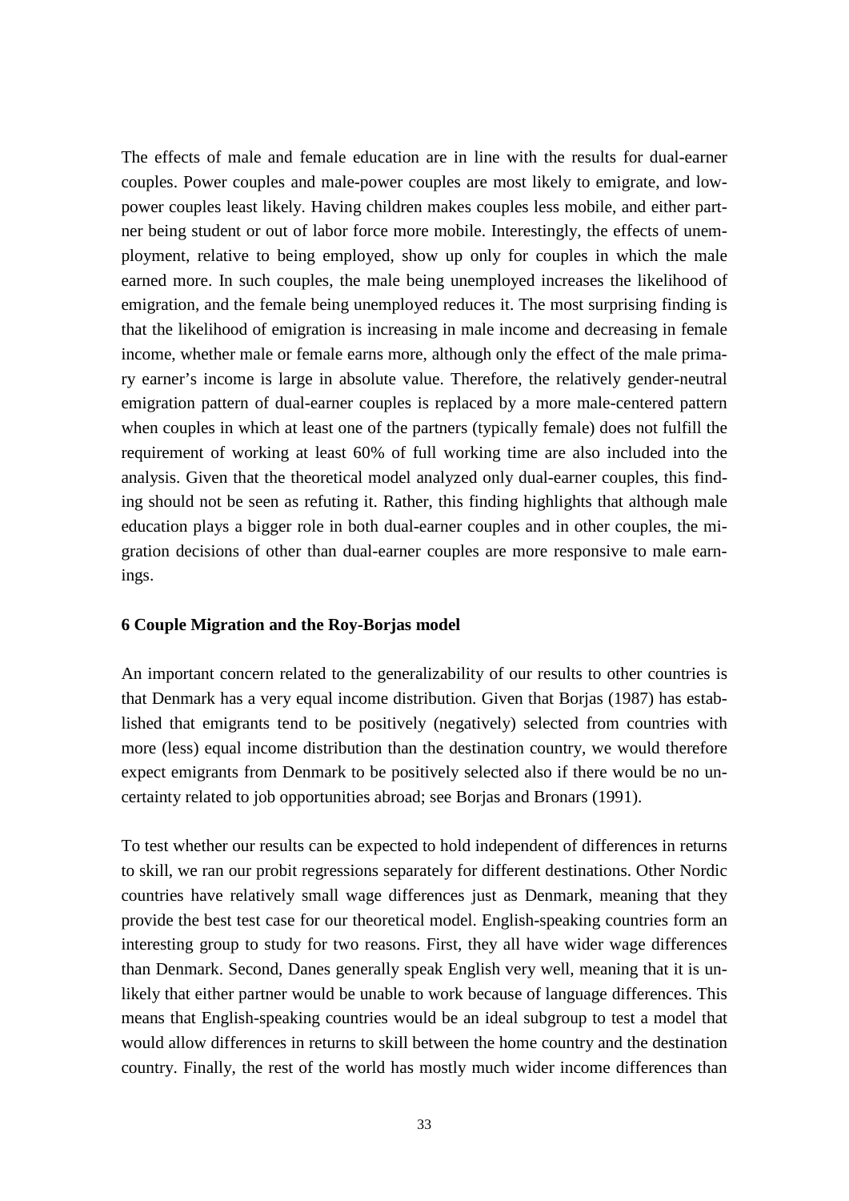The effects of male and female education are in line with the results for dual-earner couples. Power couples and male-power couples are most likely to emigrate, and low-power couples least likely. Having children makes couples less mobile, and either partner being student or out of labor force more mobile. Interestingly, the effects of unemployment, relative to being employed, show up only for couples in which the male earned more. In such couples, the male being unemployed increases the likelihood of emigration, and the female being unemployed reduces it. The most surprising finding is that the likelihood of emigration is increasing in male income and decreasing in female income, whether male or female earns more, although only the effect of the male primary earner's income is large in absolute value. Therefore, the relatively gender-neutral emigration pattern of dual-earner couples is replaced by a more male-centered pattern when couples in which at least one of the partners (typically female) does not fulfill the requirement of working at least 60% of full working time are also included into the analysis. Given that the theoretical model analyzed only dual-earner couples, this finding should not be seen as refuting it. Rather, this finding highlights that although male education plays a bigger role in both dual-earner couples and in other couples, the migration decisions of other than dual-earner couples are more responsive to male earnings.

## 6 Couple Migration and the Roy-Borjas model

An important concern related to the generalizability of our results to other countries is that Denmark has a very equal income distribution. Given that Borjas (1987) has established that emigrants tend to be positively (negatively) selected from countries with more (less) equal income distribution than the destination country, we would therefore expect emigrants from Denmark to be positively selected also if there would be no uncertainty related to job opportunities abroad; see Borjas and Bronars (1991).

To test whether our results can be expected to hold independent of differences in returns to skill, we ran our probit regressions separately for different destinations. Other Nordic countries have relatively small wage differences just as Denmark, meaning that they provide the best test case for our theoretical model. English-speaking countries form an interesting group to study for two reasons. First, they all have wider wage differences than Denmark. Second, Danes generally speak English very well, meaning that it is unlikely that either partner would be unable to work because of language differences. This means that English-speaking countries would be an ideal subgroup to test a model that would allow differences in returns to skill between the home country and the destination country. Finally, the rest of the world has mostly much wider income differences than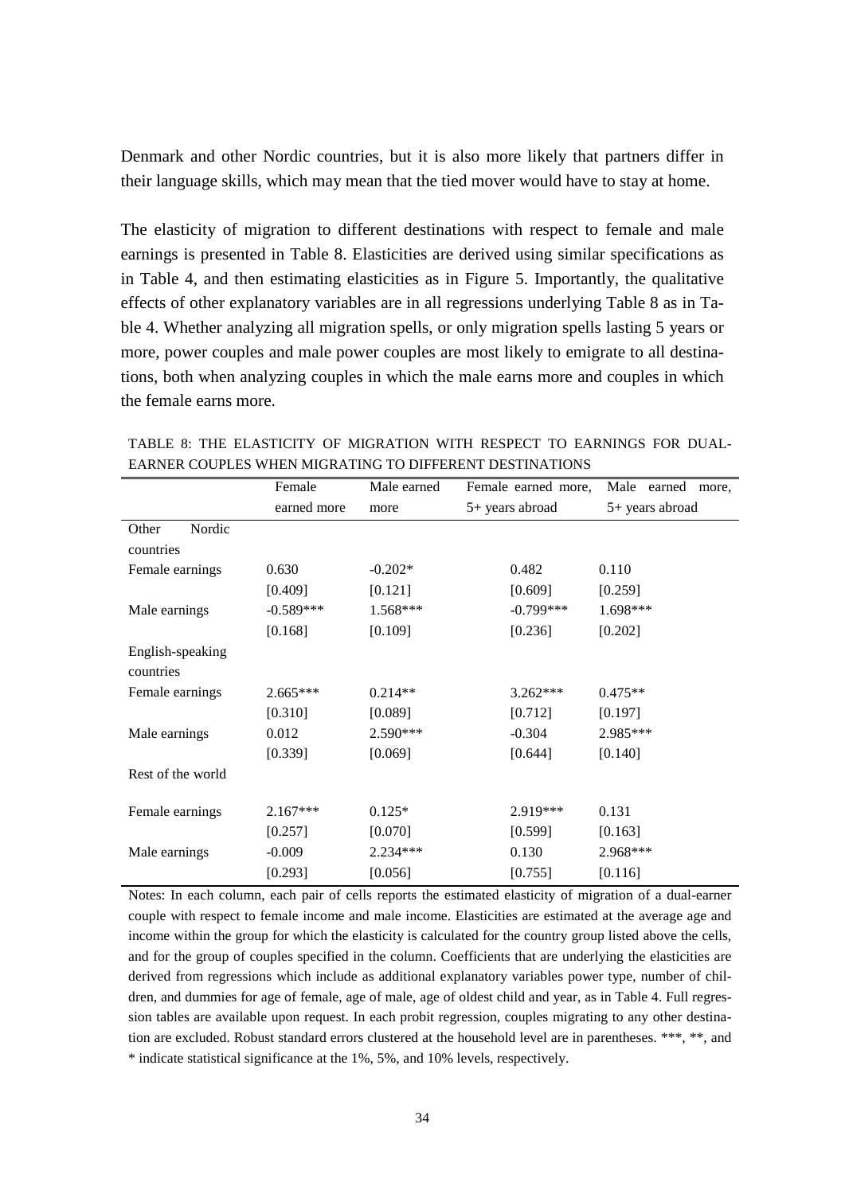Denmark and other Nordic countries, but it is also more likely that partners differ in their language skills, which may mean that the tied mover would have to stay at home.

The elasticity of migration to different destinations with respect to female and male earnings is presented in Table 8. Elasticities are derived using similar specifications as in Table 4, and then estimating elasticities as in Figure 5. Importantly, the qualitative effects of other explanatory variables are in all regressions underlying Table 8 as in Table 4. Whether analyzing all migration spells, or only migration spells lasting 5 years or more, power couples and male power couples are most likely to emigrate to all destinations, both when analyzing couples in which the male earns more and couples in which the female earns more.

TABLE 8: THE ELASTICITY OF MIGRATION WITH RESPECT TO EARNINGS FOR DUAL-EARNER COUPLES WHEN MIGRATING TO DIFFERENT DESTINATIONS

| | Female earned more | Male earned more | Female earned more, 5+ years abroad | Male earned more, 5+ years abroad |
|---|---|---|---|---|
| Other Nordic countries | | | | |
| Female earnings | 0.630 | -0.202* | 0.482 | 0.110 |
| | [0.409] | [0.121] | [0.609] | [0.259] |
| Male earnings | -0.589*** | 1.568*** | -0.799*** | 1.698*** |
| | [0.168] | [0.109] | [0.236] | [0.202] |
| English-speaking countries | | | | |
| Female earnings | 2.665*** | 0.214** | 3.262*** | 0.475** |
| | [0.310] | [0.089] | [0.712] | [0.197] |
| Male earnings | 0.012 | 2.590*** | -0.304 | 2.985*** |
| | [0.339] | [0.069] | [0.644] | [0.140] |
| Rest of the world | | | | |
| Female earnings | 2.167*** | 0.125* | 2.919*** | 0.131 |
| | [0.257] | [0.070] | [0.599] | [0.163] |
| Male earnings | -0.009 | 2.234*** | 0.130 | 2.968*** |
| | [0.293] | [0.056] | [0.755] | [0.116] |

Notes: In each column, each pair of cells reports the estimated elasticity of migration of a dual-earner couple with respect to female income and male income. Elasticities are estimated at the average age and income within the group for which the elasticity is calculated for the country group listed above the cells, and for the group of couples specified in the column. Coefficients that are underlying the elasticities are derived from regressions which include as additional explanatory variables power type, number of children, and dummies for age of female, age of male, age of oldest child and year, as in Table 4. Full regression tables are available upon request. In each probit regression, couples migrating to any other destination are excluded. Robust standard errors clustered at the household level are in parentheses. ***, **, and * indicate statistical significance at the 1%, 5%, and 10% levels, respectively.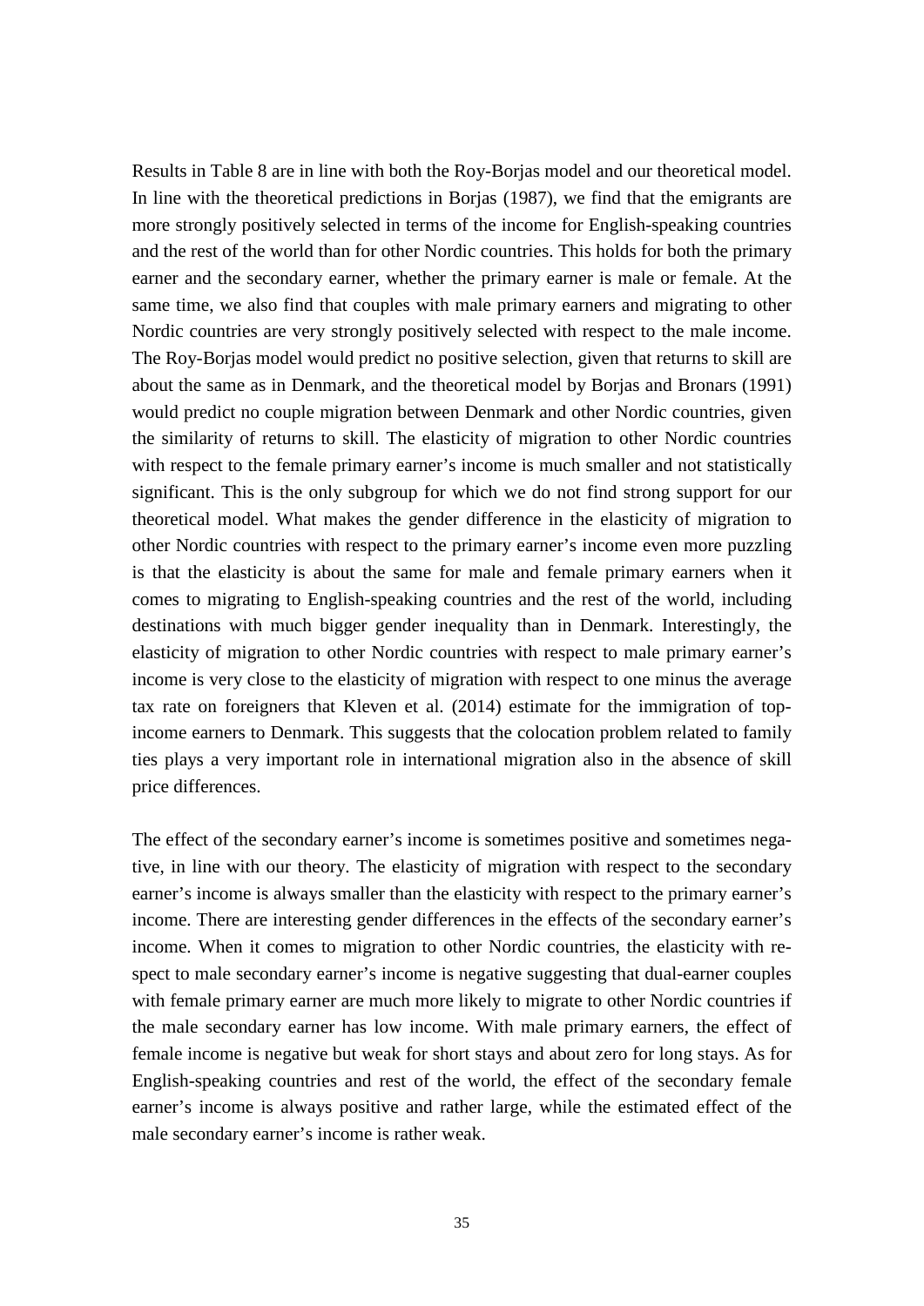Results in Table 8 are in line with both the Roy-Borjas model and our theoretical model. In line with the theoretical predictions in Borjas (1987), we find that the emigrants are more strongly positively selected in terms of the income for English-speaking countries and the rest of the world than for other Nordic countries. This holds for both the primary earner and the secondary earner, whether the primary earner is male or female. At the same time, we also find that couples with male primary earners and migrating to other Nordic countries are very strongly positively selected with respect to the male income. The Roy-Borjas model would predict no positive selection, given that returns to skill are about the same as in Denmark, and the theoretical model by Borjas and Bronars (1991) would predict no couple migration between Denmark and other Nordic countries, given the similarity of returns to skill. The elasticity of migration to other Nordic countries with respect to the female primary earner's income is much smaller and not statistically significant. This is the only subgroup for which we do not find strong support for our theoretical model. What makes the gender difference in the elasticity of migration to other Nordic countries with respect to the primary earner's income even more puzzling is that the elasticity is about the same for male and female primary earners when it comes to migrating to English-speaking countries and the rest of the world, including destinations with much bigger gender inequality than in Denmark. Interestingly, the elasticity of migration to other Nordic countries with respect to male primary earner's income is very close to the elasticity of migration with respect to one minus the average tax rate on foreigners that Kleven et al. (2014) estimate for the immigration of top-income earners to Denmark. This suggests that the colocation problem related to family ties plays a very important role in international migration also in the absence of skill price differences.

The effect of the secondary earner's income is sometimes positive and sometimes negative, in line with our theory. The elasticity of migration with respect to the secondary earner's income is always smaller than the elasticity with respect to the primary earner's income. There are interesting gender differences in the effects of the secondary earner's income. When it comes to migration to other Nordic countries, the elasticity with respect to male secondary earner's income is negative suggesting that dual-earner couples with female primary earner are much more likely to migrate to other Nordic countries if the male secondary earner has low income. With male primary earners, the effect of female income is negative but weak for short stays and about zero for long stays. As for English-speaking countries and rest of the world, the effect of the secondary female earner's income is always positive and rather large, while the estimated effect of the male secondary earner's income is rather weak.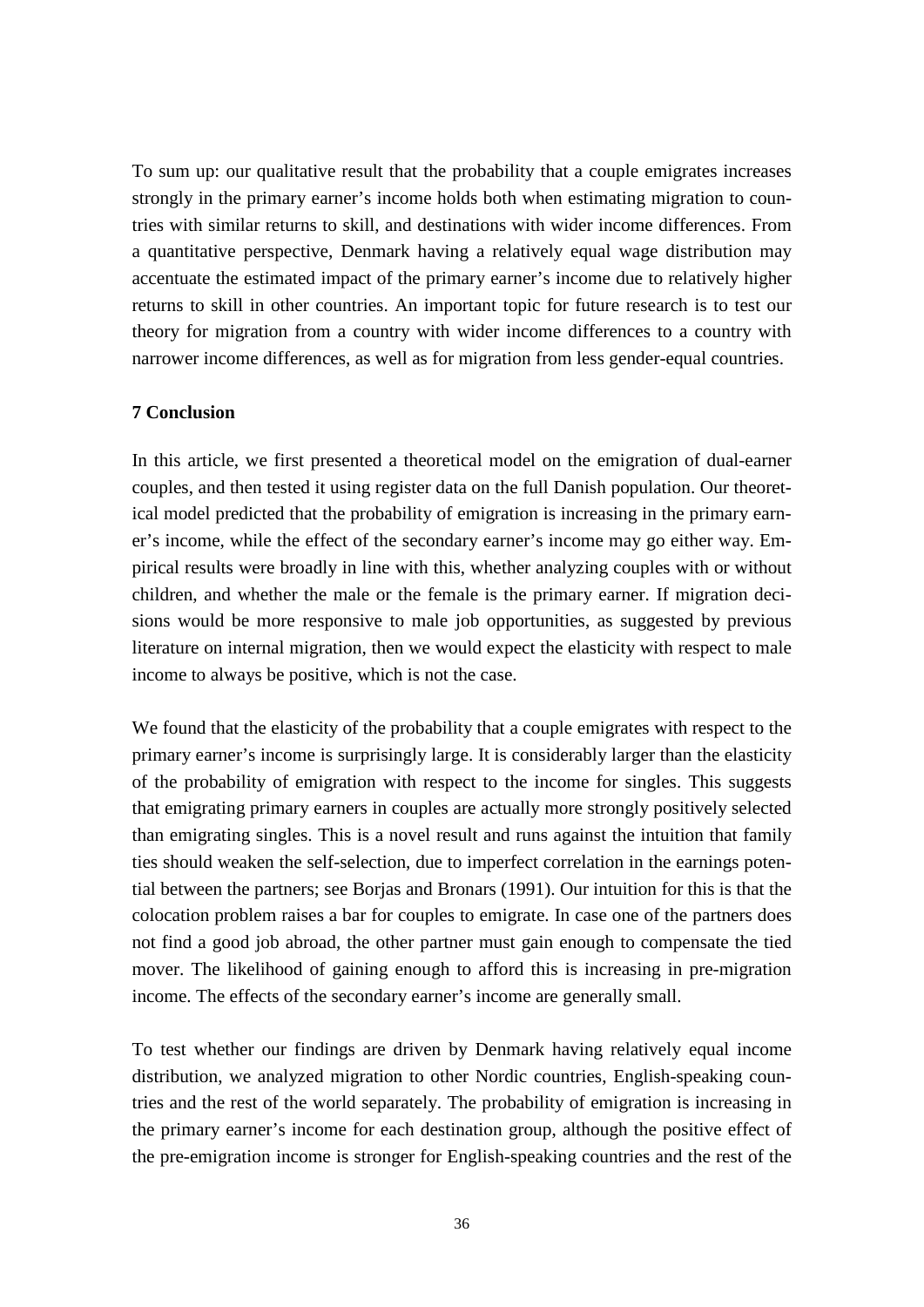To sum up: our qualitative result that the probability that a couple emigrates increases strongly in the primary earner's income holds both when estimating migration to countries with similar returns to skill, and destinations with wider income differences. From a quantitative perspective, Denmark having a relatively equal wage distribution may accentuate the estimated impact of the primary earner's income due to relatively higher returns to skill in other countries. An important topic for future research is to test our theory for migration from a country with wider income differences to a country with narrower income differences, as well as for migration from less gender-equal countries.

## 7 Conclusion

In this article, we first presented a theoretical model on the emigration of dual-earner couples, and then tested it using register data on the full Danish population. Our theoretical model predicted that the probability of emigration is increasing in the primary earner's income, while the effect of the secondary earner's income may go either way. Empirical results were broadly in line with this, whether analyzing couples with or without children, and whether the male or the female is the primary earner. If migration decisions would be more responsive to male job opportunities, as suggested by previous literature on internal migration, then we would expect the elasticity with respect to male income to always be positive, which is not the case.

We found that the elasticity of the probability that a couple emigrates with respect to the primary earner's income is surprisingly large. It is considerably larger than the elasticity of the probability of emigration with respect to the income for singles. This suggests that emigrating primary earners in couples are actually more strongly positively selected than emigrating singles. This is a novel result and runs against the intuition that family ties should weaken the self-selection, due to imperfect correlation in the earnings potential between the partners; see Borjas and Bronars (1991). Our intuition for this is that the colocation problem raises a bar for couples to emigrate. In case one of the partners does not find a good job abroad, the other partner must gain enough to compensate the tied mover. The likelihood of gaining enough to afford this is increasing in pre-migration income. The effects of the secondary earner's income are generally small.

To test whether our findings are driven by Denmark having relatively equal income distribution, we analyzed migration to other Nordic countries, English-speaking countries and the rest of the world separately. The probability of emigration is increasing in the primary earner's income for each destination group, although the positive effect of the pre-emigration income is stronger for English-speaking countries and the rest of the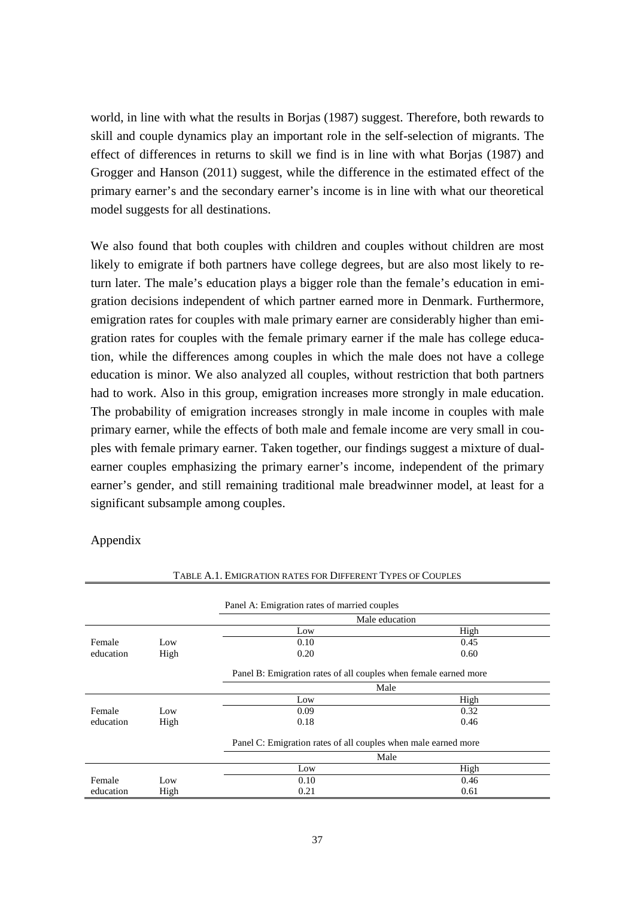world, in line with what the results in Borjas (1987) suggest. Therefore, both rewards to skill and couple dynamics play an important role in the self-selection of migrants. The effect of differences in returns to skill we find is in line with what Borjas (1987) and Grogger and Hanson (2011) suggest, while the difference in the estimated effect of the primary earner's and the secondary earner's income is in line with what our theoretical model suggests for all destinations.

We also found that both couples with children and couples without children are most likely to emigrate if both partners have college degrees, but are also most likely to return later. The male's education plays a bigger role than the female's education in emigration decisions independent of which partner earned more in Denmark. Furthermore, emigration rates for couples with male primary earner are considerably higher than emigration rates for couples with the female primary earner if the male has college education, while the differences among couples in which the male does not have a college education is minor. We also analyzed all couples, without restriction that both partners had to work. Also in this group, emigration increases more strongly in male education. The probability of emigration increases strongly in male income in couples with male primary earner, while the effects of both male and female income are very small in couples with female primary earner. Taken together, our findings suggest a mixture of dual-earner couples emphasizing the primary earner's income, independent of the primary earner's gender, and still remaining traditional male breadwinner model, at least for a significant subsample among couples.

## Appendix

TABLE A.1. EMIGRATION RATES FOR DIFFERENT TYPES OF COUPLES

| | | Panel A: Emigration rates of married couples | |
|---|---|---|---|
| | | Male education | |
| | | Low | High |
| Female education | Low | 0.10 | 0.45 |
| | High | 0.20 | 0.60 |
| | | **Panel B: Emigration rates of all couples when female earned more** | |
| | | Male | |
| | | Low | High |
| Female education | Low | 0.09 | 0.32 |
| | High | 0.18 | 0.46 |
| | | **Panel C: Emigration rates of all couples when male earned more** | |
| | | Male | |
| | | Low | High |
| Female education | Low | 0.10 | 0.46 |
| | High | 0.21 | 0.61 |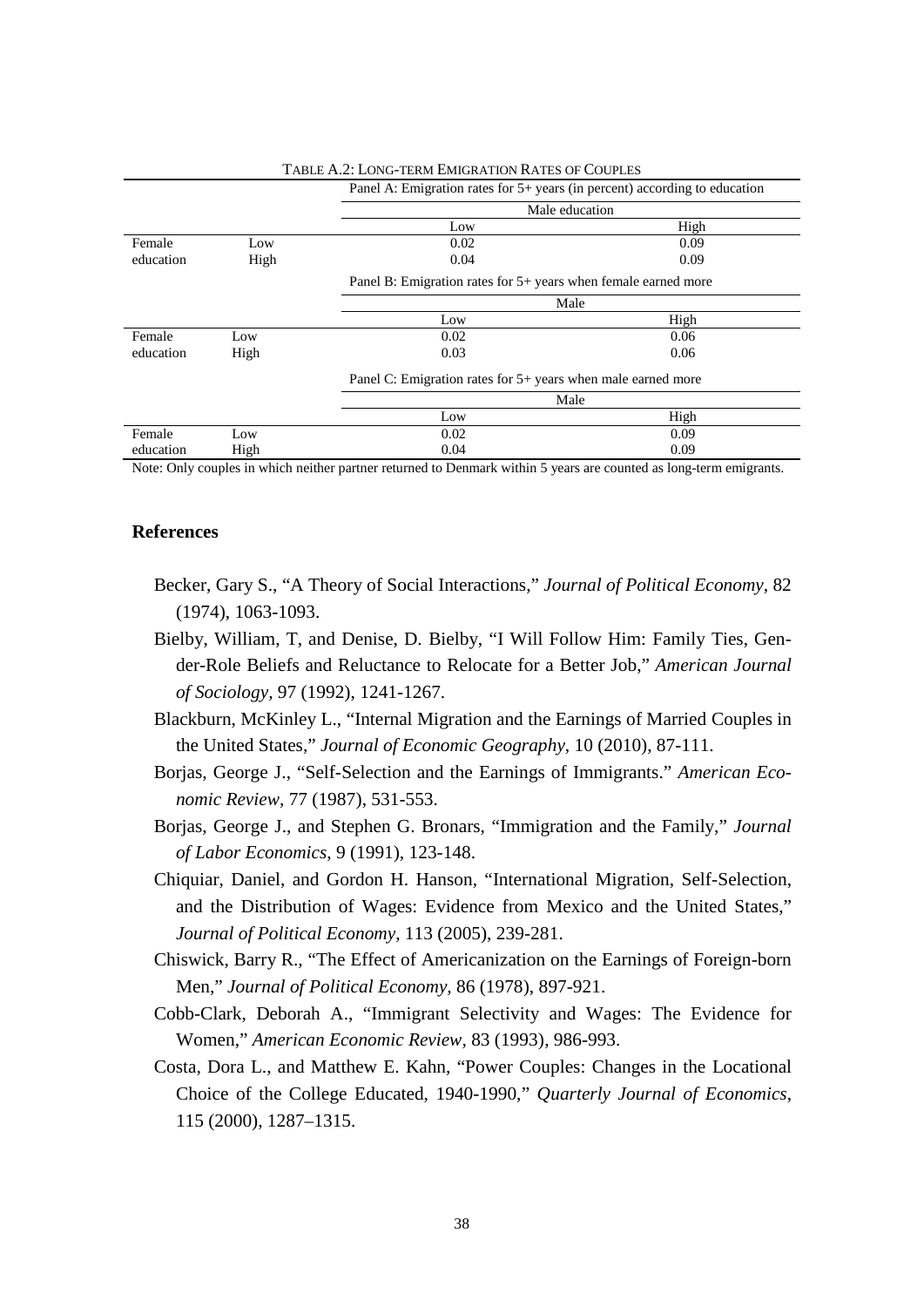TABLE A.2: LONG-TERM EMIGRATION RATES OF COUPLES

| | | Panel A: Emigration rates for 5+ years (in percent) according to education | |
|---|---|---|---|
| | | Male education | |
| | | Low | High |
| Female education | Low | 0.02 | 0.09 |
| | High | 0.04 | 0.09 |
| | | **Panel B: Emigration rates for 5+ years when female earned more** | |
| | | Male | |
| | | Low | High |
| Female education | Low | 0.02 | 0.06 |
| | High | 0.03 | 0.06 |
| | | **Panel C: Emigration rates for 5+ years when male earned more** | |
| | | Male | |
| | | Low | High |
| Female education | Low | 0.02 | 0.09 |
| | High | 0.04 | 0.09 |

Note: Only couples in which neither partner returned to Denmark within 5 years are counted as long-term emigrants.

## References

Becker, Gary S., "A Theory of Social Interactions," *Journal of Political Economy*, 82 (1974), 1063-1093.

Bielby, William, T, and Denise, D. Bielby, "I Will Follow Him: Family Ties, Gender-Role Beliefs and Reluctance to Relocate for a Better Job," *American Journal of Sociology*, 97 (1992), 1241-1267.

Blackburn, McKinley L., "Internal Migration and the Earnings of Married Couples in the United States," *Journal of Economic Geography*, 10 (2010), 87-111.

Borjas, George J., "Self-Selection and the Earnings of Immigrants." *American Economic Review*, 77 (1987), 531-553.

Borjas, George J., and Stephen G. Bronars, "Immigration and the Family," *Journal of Labor Economics*, 9 (1991), 123-148.

Chiquiar, Daniel, and Gordon H. Hanson, "International Migration, Self-Selection, and the Distribution of Wages: Evidence from Mexico and the United States," *Journal of Political Economy*, 113 (2005), 239-281.

Chiswick, Barry R., "The Effect of Americanization on the Earnings of Foreign-born Men," *Journal of Political Economy*, 86 (1978), 897-921.

Cobb-Clark, Deborah A., "Immigrant Selectivity and Wages: The Evidence for Women," *American Economic Review*, 83 (1993), 986-993.

Costa, Dora L., and Matthew E. Kahn, "Power Couples: Changes in the Locational Choice of the College Educated, 1940-1990," *Quarterly Journal of Economics*, 115 (2000), 1287–1315.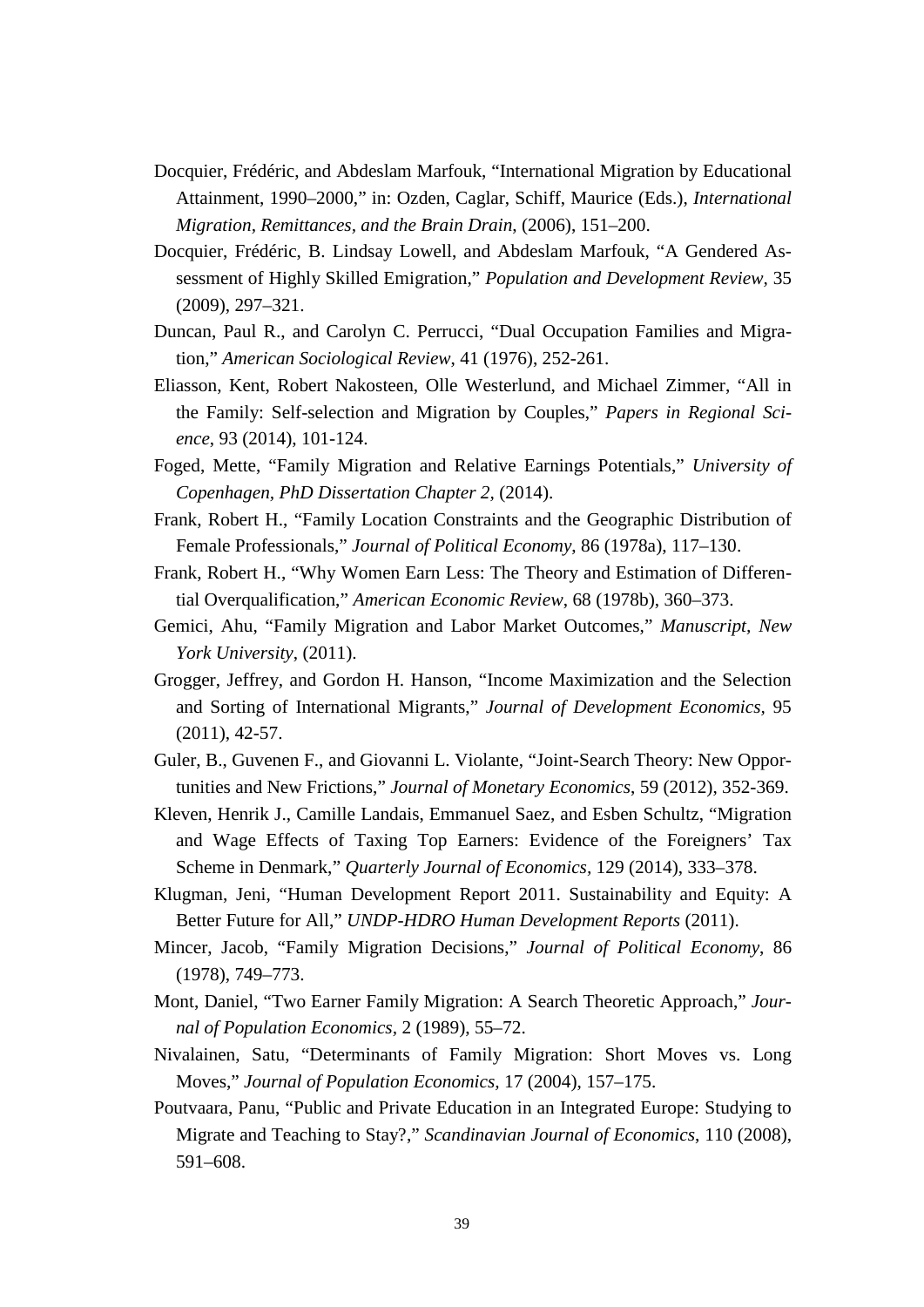Docquier, Frédéric, and Abdeslam Marfouk, "International Migration by Educational Attainment, 1990–2000," in: Ozden, Caglar, Schiff, Maurice (Eds.), *International Migration, Remittances, and the Brain Drain*, (2006), 151–200.

Docquier, Frédéric, B. Lindsay Lowell, and Abdeslam Marfouk, "A Gendered Assessment of Highly Skilled Emigration," *Population and Development Review*, 35 (2009), 297–321.

Duncan, Paul R., and Carolyn C. Perrucci, "Dual Occupation Families and Migration," *American Sociological Review*, 41 (1976), 252-261.

Eliasson, Kent, Robert Nakosteen, Olle Westerlund, and Michael Zimmer, "All in the Family: Self-selection and Migration by Couples," *Papers in Regional Science*, 93 (2014), 101-124.

Foged, Mette, "Family Migration and Relative Earnings Potentials," *University of Copenhagen, PhD Dissertation Chapter 2*, (2014).

Frank, Robert H., "Family Location Constraints and the Geographic Distribution of Female Professionals," *Journal of Political Economy*, 86 (1978a), 117–130.

Frank, Robert H., "Why Women Earn Less: The Theory and Estimation of Differential Overqualification," *American Economic Review*, 68 (1978b), 360–373.

Gemici, Ahu, "Family Migration and Labor Market Outcomes," *Manuscript, New York University*, (2011).

Grogger, Jeffrey, and Gordon H. Hanson, "Income Maximization and the Selection and Sorting of International Migrants," *Journal of Development Economics*, 95 (2011), 42-57.

Guler, B., Guvenen F., and Giovanni L. Violante, "Joint-Search Theory: New Opportunities and New Frictions," *Journal of Monetary Economics*, 59 (2012), 352-369.

Kleven, Henrik J., Camille Landais, Emmanuel Saez, and Esben Schultz, "Migration and Wage Effects of Taxing Top Earners: Evidence of the Foreigners' Tax Scheme in Denmark," *Quarterly Journal of Economics*, 129 (2014), 333–378.

Klugman, Jeni, "Human Development Report 2011. Sustainability and Equity: A Better Future for All," *UNDP-HDRO Human Development Reports* (2011).

Mincer, Jacob, "Family Migration Decisions," *Journal of Political Economy*, 86 (1978), 749–773.

Mont, Daniel, "Two Earner Family Migration: A Search Theoretic Approach," *Journal of Population Economics*, 2 (1989), 55–72.

Nivalainen, Satu, "Determinants of Family Migration: Short Moves vs. Long Moves," *Journal of Population Economics*, 17 (2004), 157–175.

Poutvaara, Panu, "Public and Private Education in an Integrated Europe: Studying to Migrate and Teaching to Stay?," *Scandinavian Journal of Economics*, 110 (2008), 591–608.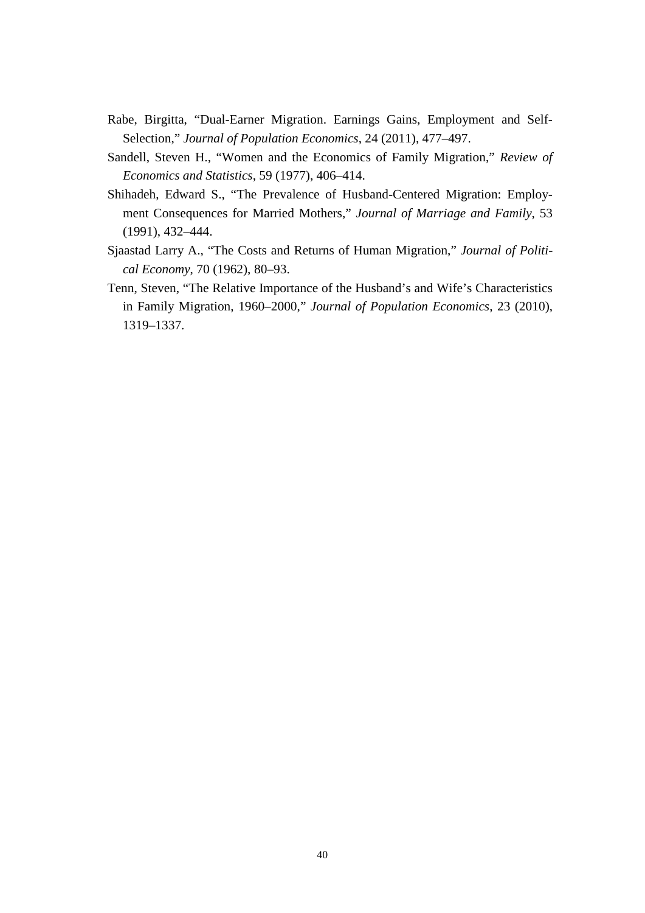Rabe, Birgitta, "Dual-Earner Migration. Earnings Gains, Employment and Self-Selection," *Journal of Population Economics*, 24 (2011), 477–497.

Sandell, Steven H., "Women and the Economics of Family Migration," *Review of Economics and Statistics*, 59 (1977), 406–414.

Shihadeh, Edward S., "The Prevalence of Husband-Centered Migration: Employment Consequences for Married Mothers," *Journal of Marriage and Family*, 53 (1991), 432–444.

Sjaastad Larry A., "The Costs and Returns of Human Migration," *Journal of Political Economy*, 70 (1962), 80–93.

Tenn, Steven, "The Relative Importance of the Husband's and Wife's Characteristics in Family Migration, 1960–2000," *Journal of Population Economics*, 23 (2010), 1319–1337.